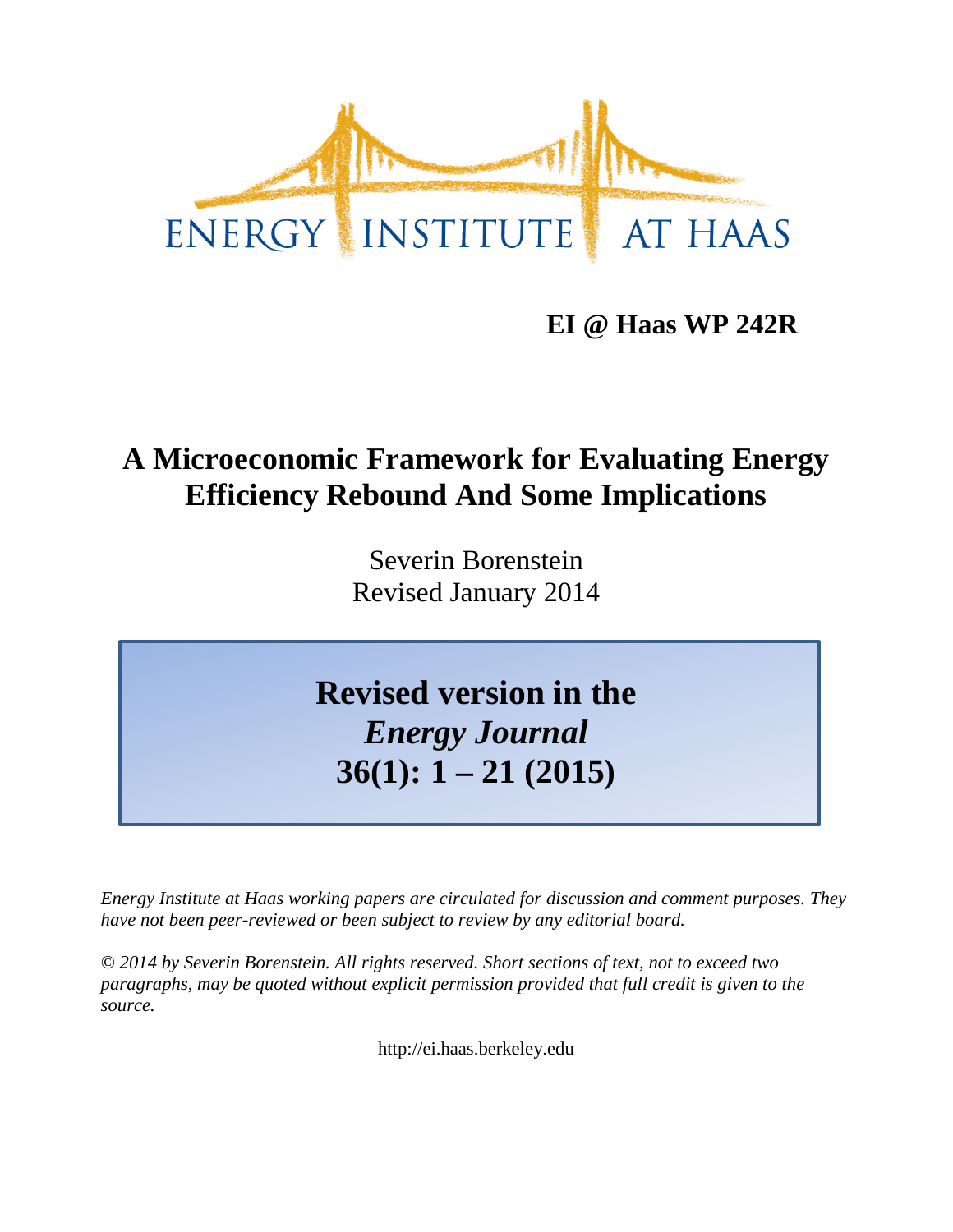ENERGY INSTITUTE AT HAAS

**EI @ Haas WP 242R**

# A Microeconomic Framework for Evaluating Energy Efficiency Rebound And Some Implications

Severin Borenstein
Revised January 2014

**Revised version in the**
***Energy Journal***
**36(1): 1 – 21 (2015)**

*Energy Institute at Haas working papers are circulated for discussion and comment purposes. They have not been peer-reviewed or been subject to review by any editorial board.*

*© 2014 by Severin Borenstein. All rights reserved. Short sections of text, not to exceed two paragraphs, may be quoted without explicit permission provided that full credit is given to the source.*

http://ei.haas.berkeley.edu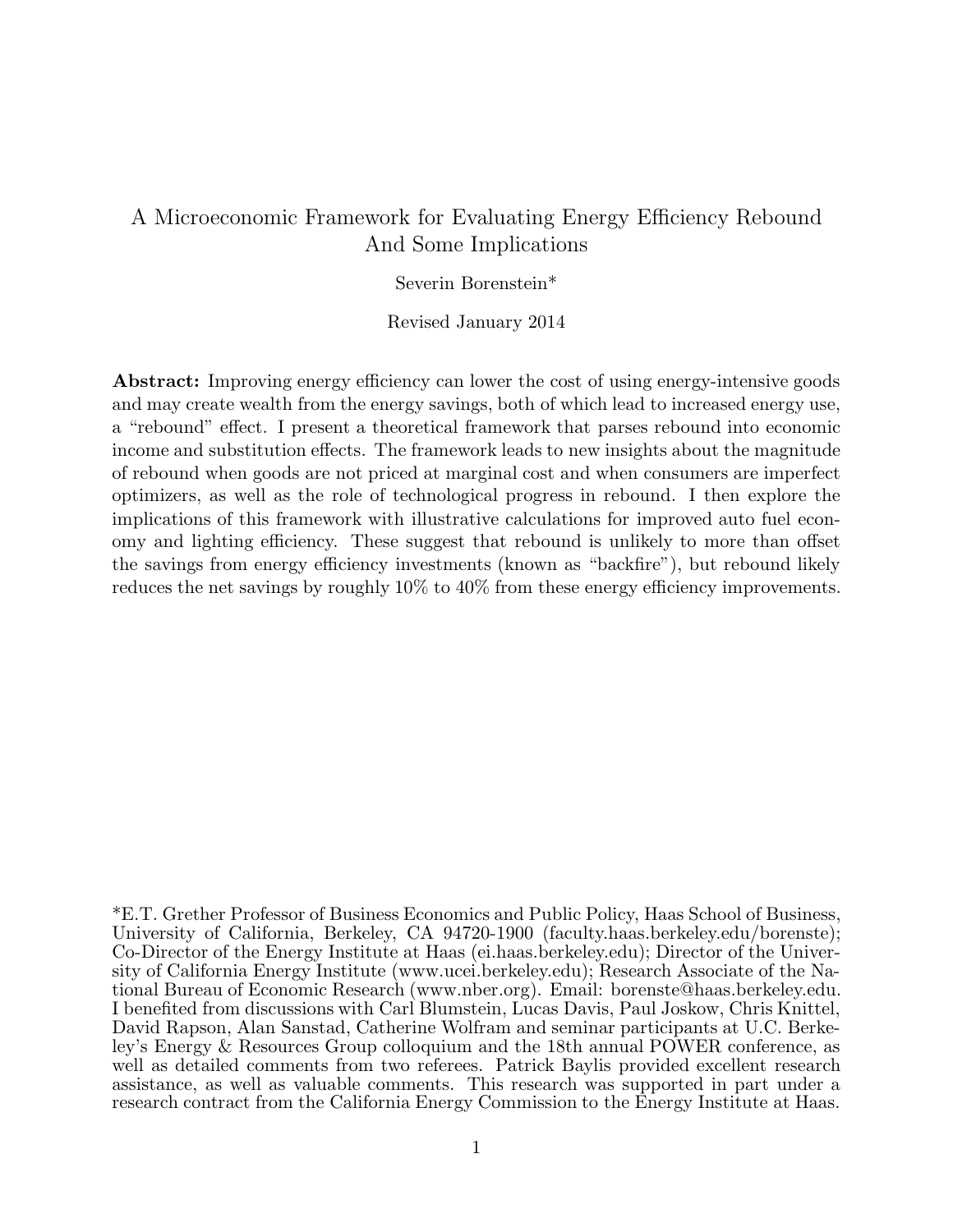# A Microeconomic Framework for Evaluating Energy Efficiency Rebound And Some Implications

Severin Borenstein*

Revised January 2014

**Abstract:** Improving energy efficiency can lower the cost of using energy-intensive goods and may create wealth from the energy savings, both of which lead to increased energy use, a "rebound" effect. I present a theoretical framework that parses rebound into economic income and substitution effects. The framework leads to new insights about the magnitude of rebound when goods are not priced at marginal cost and when consumers are imperfect optimizers, as well as the role of technological progress in rebound. I then explore the implications of this framework with illustrative calculations for improved auto fuel economy and lighting efficiency. These suggest that rebound is unlikely to more than offset the savings from energy efficiency investments (known as "backfire"), but rebound likely reduces the net savings by roughly 10% to 40% from these energy efficiency improvements.

*E.T. Grether Professor of Business Economics and Public Policy, Haas School of Business, University of California, Berkeley, CA 94720-1900 (faculty.haas.berkeley.edu/borenste); Co-Director of the Energy Institute at Haas (ei.haas.berkeley.edu); Director of the University of California Energy Institute (www.ucei.berkeley.edu); Research Associate of the National Bureau of Economic Research (www.nber.org). Email: borenste@haas.berkeley.edu. I benefited from discussions with Carl Blumstein, Lucas Davis, Paul Joskow, Chris Knittel, David Rapson, Alan Sanstad, Catherine Wolfram and seminar participants at U.C. Berkeley's Energy & Resources Group colloquium and the 18th annual POWER conference, as well as detailed comments from two referees. Patrick Baylis provided excellent research assistance, as well as valuable comments. This research was supported in part under a research contract from the California Energy Commission to the Energy Institute at Haas.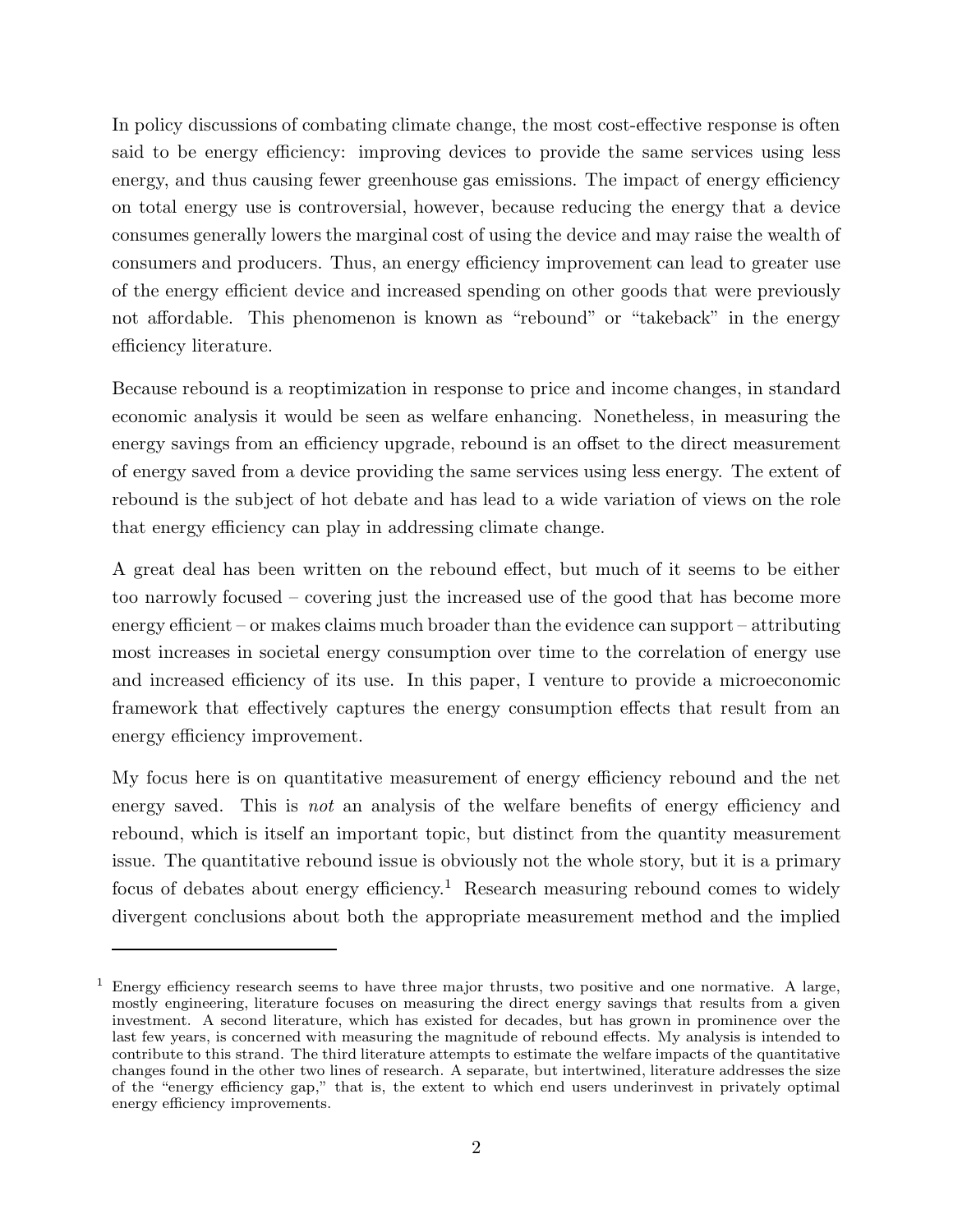In policy discussions of combating climate change, the most cost-effective response is often said to be energy efficiency: improving devices to provide the same services using less energy, and thus causing fewer greenhouse gas emissions. The impact of energy efficiency on total energy use is controversial, however, because reducing the energy that a device consumes generally lowers the marginal cost of using the device and may raise the wealth of consumers and producers. Thus, an energy efficiency improvement can lead to greater use of the energy efficient device and increased spending on other goods that were previously not affordable. This phenomenon is known as "rebound" or "takeback" in the energy efficiency literature.

Because rebound is a reoptimization in response to price and income changes, in standard economic analysis it would be seen as welfare enhancing. Nonetheless, in measuring the energy savings from an efficiency upgrade, rebound is an offset to the direct measurement of energy saved from a device providing the same services using less energy. The extent of rebound is the subject of hot debate and has lead to a wide variation of views on the role that energy efficiency can play in addressing climate change.

A great deal has been written on the rebound effect, but much of it seems to be either too narrowly focused – covering just the increased use of the good that has become more energy efficient – or makes claims much broader than the evidence can support – attributing most increases in societal energy consumption over time to the correlation of energy use and increased efficiency of its use. In this paper, I venture to provide a microeconomic framework that effectively captures the energy consumption effects that result from an energy efficiency improvement.

My focus here is on quantitative measurement of energy efficiency rebound and the net energy saved. This is *not* an analysis of the welfare benefits of energy efficiency and rebound, which is itself an important topic, but distinct from the quantity measurement issue. The quantitative rebound issue is obviously not the whole story, but it is a primary focus of debates about energy efficiency.[1] Research measuring rebound comes to widely divergent conclusions about both the appropriate measurement method and the implied

[1] Energy efficiency research seems to have three major thrusts, two positive and one normative. A large, mostly engineering, literature focuses on measuring the direct energy savings that results from a given investment. A second literature, which has existed for decades, but has grown in prominence over the last few years, is concerned with measuring the magnitude of rebound effects. My analysis is intended to contribute to this strand. The third literature attempts to estimate the welfare impacts of the quantitative changes found in the other two lines of research. A separate, but intertwined, literature addresses the size of the "energy efficiency gap," that is, the extent to which end users underinvest in privately optimal energy efficiency improvements.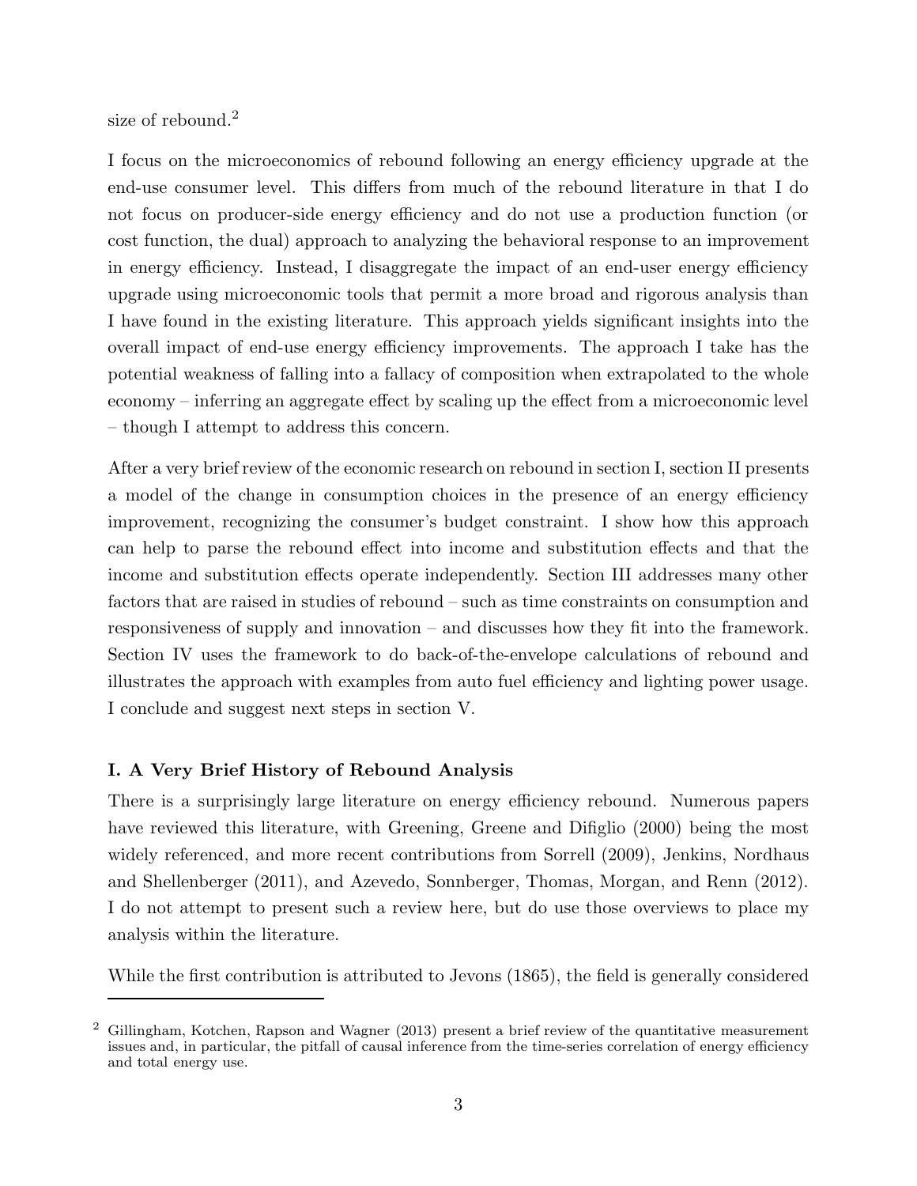size of rebound.[2]

I focus on the microeconomics of rebound following an energy efficiency upgrade at the end-use consumer level. This differs from much of the rebound literature in that I do not focus on producer-side energy efficiency and do not use a production function (or cost function, the dual) approach to analyzing the behavioral response to an improvement in energy efficiency. Instead, I disaggregate the impact of an end-user energy efficiency upgrade using microeconomic tools that permit a more broad and rigorous analysis than I have found in the existing literature. This approach yields significant insights into the overall impact of end-use energy efficiency improvements. The approach I take has the potential weakness of falling into a fallacy of composition when extrapolated to the whole economy – inferring an aggregate effect by scaling up the effect from a microeconomic level – though I attempt to address this concern.

After a very brief review of the economic research on rebound in section I, section II presents a model of the change in consumption choices in the presence of an energy efficiency improvement, recognizing the consumer's budget constraint. I show how this approach can help to parse the rebound effect into income and substitution effects and that the income and substitution effects operate independently. Section III addresses many other factors that are raised in studies of rebound – such as time constraints on consumption and responsiveness of supply and innovation – and discusses how they fit into the framework. Section IV uses the framework to do back-of-the-envelope calculations of rebound and illustrates the approach with examples from auto fuel efficiency and lighting power usage. I conclude and suggest next steps in section V.

## I. A Very Brief History of Rebound Analysis

There is a surprisingly large literature on energy efficiency rebound. Numerous papers have reviewed this literature, with Greening, Greene and Difiglio (2000) being the most widely referenced, and more recent contributions from Sorrell (2009), Jenkins, Nordhaus and Shellenberger (2011), and Azevedo, Sonnberger, Thomas, Morgan, and Renn (2012). I do not attempt to present such a review here, but do use those overviews to place my analysis within the literature.

While the first contribution is attributed to Jevons (1865), the field is generally considered

[2] Gillingham, Kotchen, Rapson and Wagner (2013) present a brief review of the quantitative measurement issues and, in particular, the pitfall of causal inference from the time-series correlation of energy efficiency and total energy use.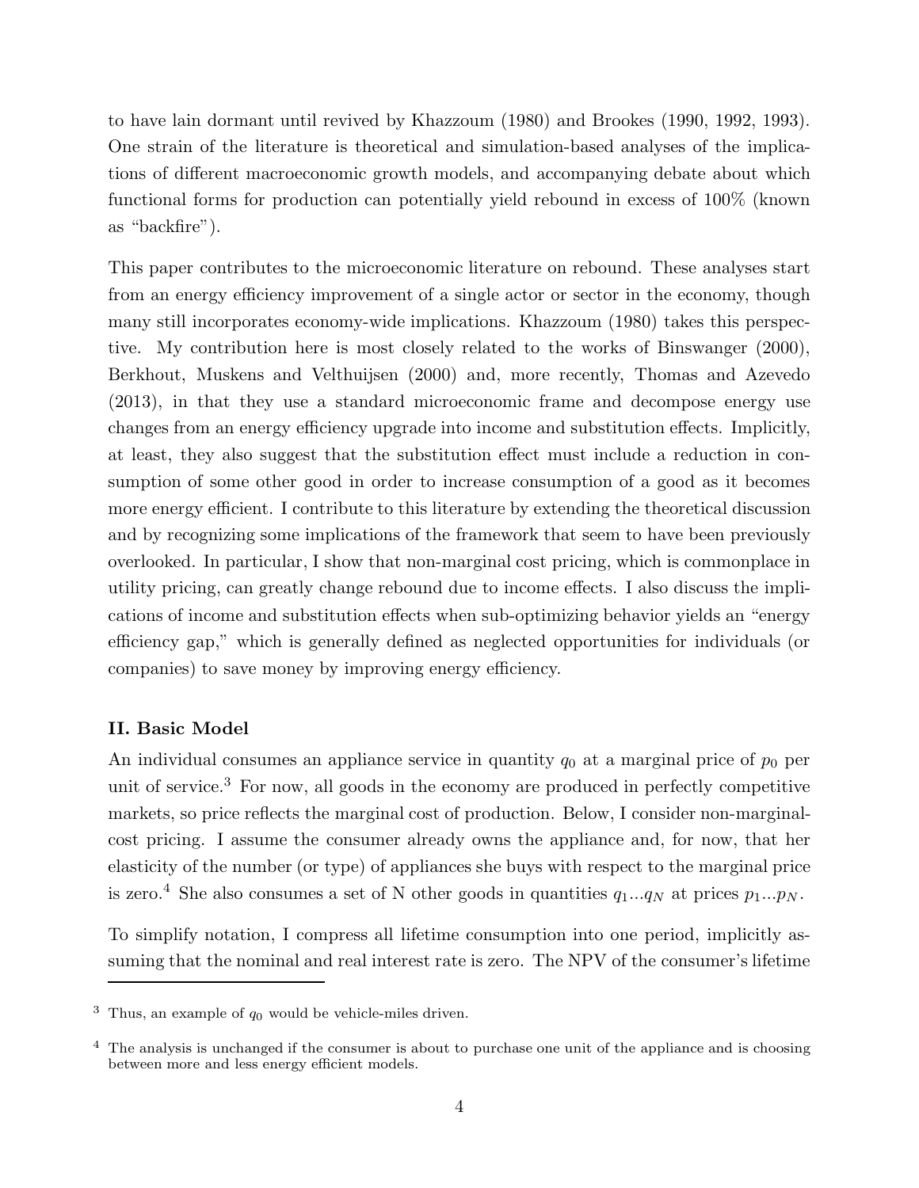to have lain dormant until revived by Khazzoum (1980) and Brookes (1990, 1992, 1993). One strain of the literature is theoretical and simulation-based analyses of the implications of different macroeconomic growth models, and accompanying debate about which functional forms for production can potentially yield rebound in excess of 100% (known as "backfire").

This paper contributes to the microeconomic literature on rebound. These analyses start from an energy efficiency improvement of a single actor or sector in the economy, though many still incorporates economy-wide implications. Khazzoum (1980) takes this perspective. My contribution here is most closely related to the works of Binswanger (2000), Berkhout, Muskens and Velthuijsen (2000) and, more recently, Thomas and Azevedo (2013), in that they use a standard microeconomic frame and decompose energy use changes from an energy efficiency upgrade into income and substitution effects. Implicitly, at least, they also suggest that the substitution effect must include a reduction in consumption of some other good in order to increase consumption of a good as it becomes more energy efficient. I contribute to this literature by extending the theoretical discussion and by recognizing some implications of the framework that seem to have been previously overlooked. In particular, I show that non-marginal cost pricing, which is commonplace in utility pricing, can greatly change rebound due to income effects. I also discuss the implications of income and substitution effects when sub-optimizing behavior yields an "energy efficiency gap," which is generally defined as neglected opportunities for individuals (or companies) to save money by improving energy efficiency.

**II. Basic Model**

An individual consumes an appliance service in quantity $q_0$ at a marginal price of $p_0$ per unit of service.[3] For now, all goods in the economy are produced in perfectly competitive markets, so price reflects the marginal cost of production. Below, I consider non-marginal-cost pricing. I assume the consumer already owns the appliance and, for now, that her elasticity of the number (or type) of appliances she buys with respect to the marginal price is zero.[4] She also consumes a set of N other goods in quantities $q_1...q_N$ at prices $p_1...p_N$.

To simplify notation, I compress all lifetime consumption into one period, implicitly assuming that the nominal and real interest rate is zero. The NPV of the consumer's lifetime

[3] Thus, an example of $q_0$ would be vehicle-miles driven.

[4] The analysis is unchanged if the consumer is about to purchase one unit of the appliance and is choosing between more and less energy efficient models.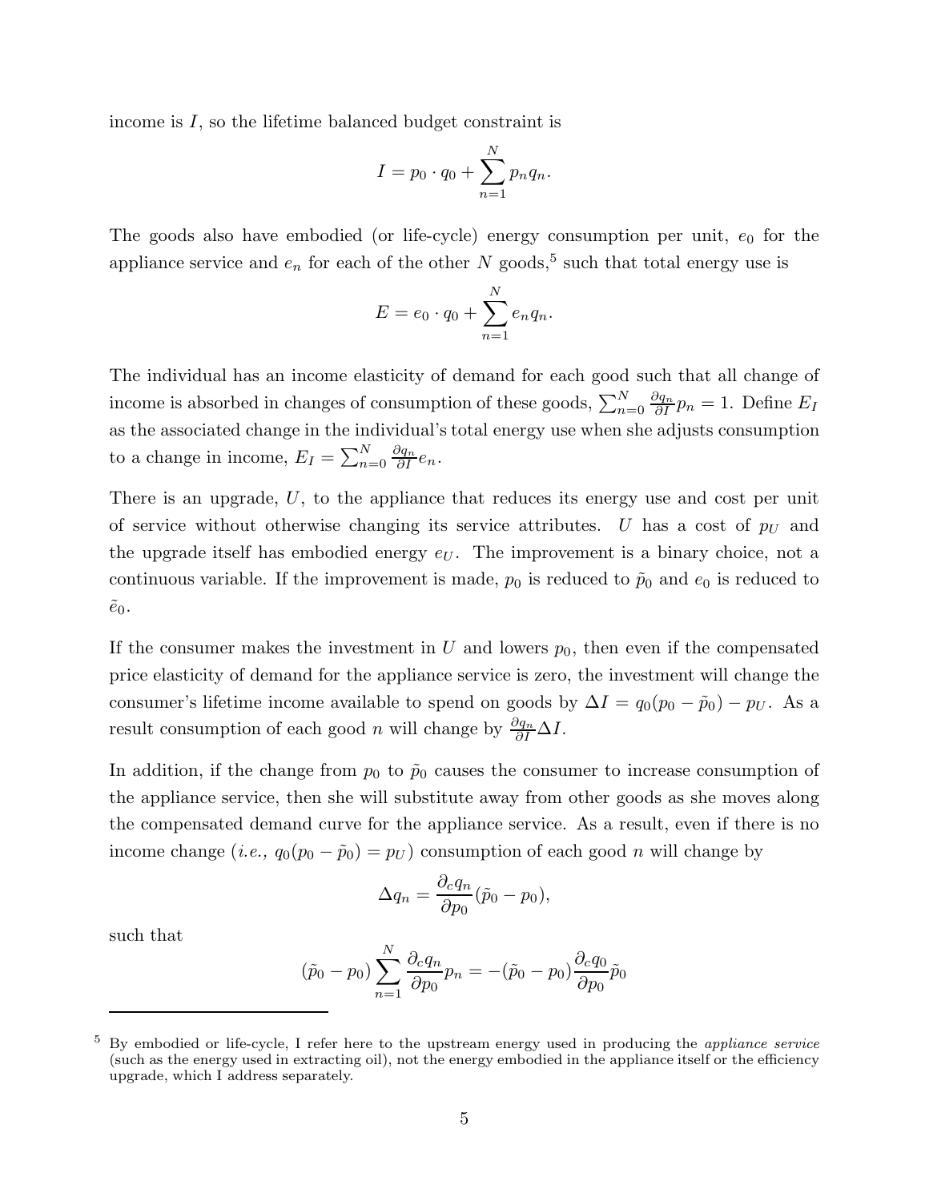income is $I$, so the lifetime balanced budget constraint is

$$I = p_0 \cdot q_0 + \sum_{n=1}^{N} p_n q_n.$$

The goods also have embodied (or life-cycle) energy consumption per unit, $e_0$ for the appliance service and $e_n$ for each of the other $N$ goods,[5] such that total energy use is

$$E = e_0 \cdot q_0 + \sum_{n=1}^{N} e_n q_n.$$

The individual has an income elasticity of demand for each good such that all change of income is absorbed in changes of consumption of these goods, $\sum_{n=0}^{N} \frac{\partial q_n}{\partial I} p_n = 1$. Define $E_I$ as the associated change in the individual's total energy use when she adjusts consumption to a change in income, $E_I = \sum_{n=0}^{N} \frac{\partial q_n}{\partial I} e_n$.

There is an upgrade, $U$, to the appliance that reduces its energy use and cost per unit of service without otherwise changing its service attributes. $U$ has a cost of $p_U$ and the upgrade itself has embodied energy $e_U$. The improvement is a binary choice, not a continuous variable. If the improvement is made, $p_0$ is reduced to $\tilde{p}_0$ and $e_0$ is reduced to $\tilde{e}_0$.

If the consumer makes the investment in $U$ and lowers $p_0$, then even if the compensated price elasticity of demand for the appliance service is zero, the investment will change the consumer's lifetime income available to spend on goods by $\Delta I = q_0(p_0 - \tilde{p}_0) - p_U$. As a result consumption of each good $n$ will change by $\frac{\partial q_n}{\partial I} \Delta I$.

In addition, if the change from $p_0$ to $\tilde{p}_0$ causes the consumer to increase consumption of the appliance service, then she will substitute away from other goods as she moves along the compensated demand curve for the appliance service. As a result, even if there is no income change (*i.e.,* $q_0(p_0 - \tilde{p}_0) = p_U$) consumption of each good $n$ will change by

$$\Delta q_n = \frac{\partial_c q_n}{\partial p_0} (\tilde{p}_0 - p_0),$$

such that

$$(\tilde{p}_0 - p_0) \sum_{n=1}^{N} \frac{\partial_c q_n}{\partial p_0} p_n = -(\tilde{p}_0 - p_0) \frac{\partial_c q_0}{\partial p_0} \tilde{p}_0$$

[5] By embodied or life-cycle, I refer here to the upstream energy used in producing the *appliance service* (such as the energy used in extracting oil), not the energy embodied in the appliance itself or the efficiency upgrade, which I address separately.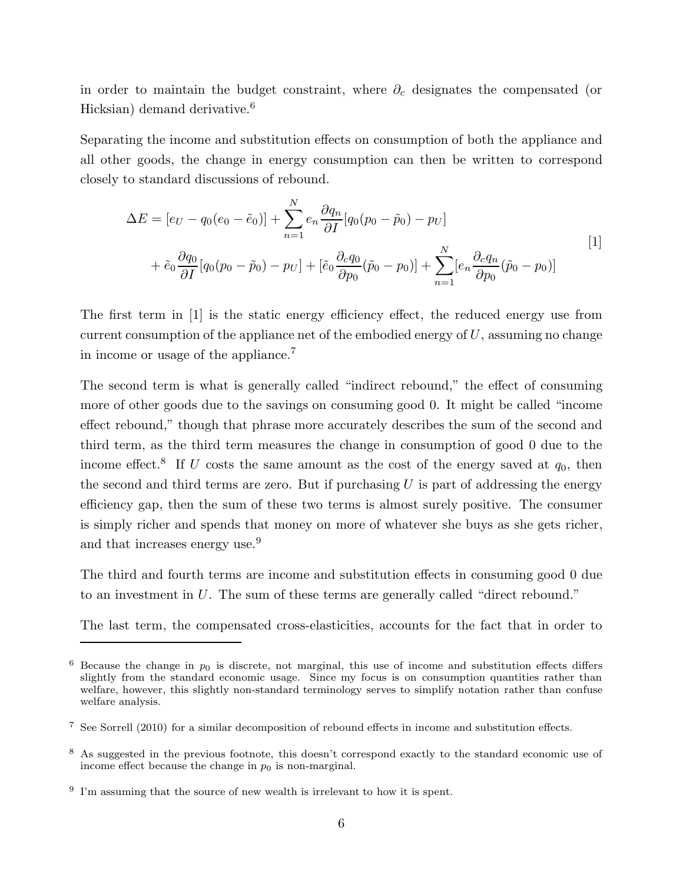in order to maintain the budget constraint, where $\partial_c$ designates the compensated (or Hicksian) demand derivative.[6]

Separating the income and substitution effects on consumption of both the appliance and all other goods, the change in energy consumption can then be written to correspond closely to standard discussions of rebound.

$$
\begin{aligned}
\Delta E = & [e_U - q_0(e_0 - \tilde{e}_0)] + \sum_{n=1}^{N} e_n \frac{\partial q_n}{\partial I}[q_0(p_0 - \tilde{p}_0) - p_U] \\
& + \tilde{e}_0 \frac{\partial q_0}{\partial I}[q_0(p_0 - \tilde{p}_0) - p_U] + [\tilde{e}_0 \frac{\partial_c q_0}{\partial p_0}(\tilde{p}_0 - p_0)] + \sum_{n=1}^{N}[e_n \frac{\partial_c q_n}{\partial p_0}(\tilde{p}_0 - p_0)]
\end{aligned}
\quad [1]
$$

The first term in [1] is the static energy efficiency effect, the reduced energy use from current consumption of the appliance net of the embodied energy of $U$, assuming no change in income or usage of the appliance.[7]

The second term is what is generally called "indirect rebound," the effect of consuming more of other goods due to the savings on consuming good 0. It might be called "income effect rebound," though that phrase more accurately describes the sum of the second and third term, as the third term measures the change in consumption of good 0 due to the income effect.[8] If $U$ costs the same amount as the cost of the energy saved at $q_0$, then the second and third terms are zero. But if purchasing $U$ is part of addressing the energy efficiency gap, then the sum of these two terms is almost surely positive. The consumer is simply richer and spends that money on more of whatever she buys as she gets richer, and that increases energy use.[9]

The third and fourth terms are income and substitution effects in consuming good 0 due to an investment in $U$. The sum of these terms are generally called "direct rebound."

The last term, the compensated cross-elasticities, accounts for the fact that in order to

---

[6] Because the change in $p_0$ is discrete, not marginal, this use of income and substitution effects differs slightly from the standard economic usage. Since my focus is on consumption quantities rather than welfare, however, this slightly non-standard terminology serves to simplify notation rather than confuse welfare analysis.

[7] See Sorrell (2010) for a similar decomposition of rebound effects in income and substitution effects.

[8] As suggested in the previous footnote, this doesn't correspond exactly to the standard economic use of income effect because the change in $p_0$ is non-marginal.

[9] I'm assuming that the source of new wealth is irrelevant to how it is spent.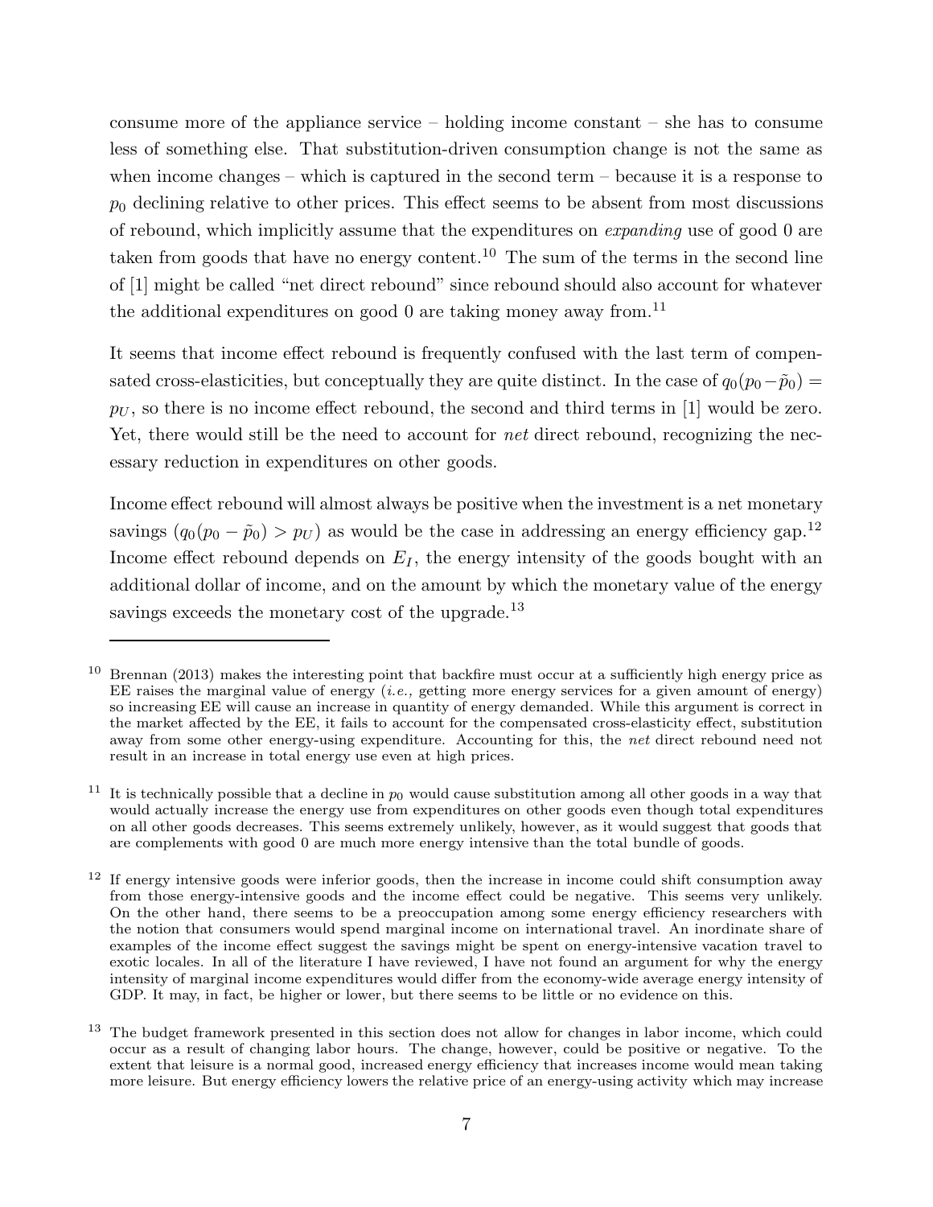consume more of the appliance service – holding income constant – she has to consume less of something else. That substitution-driven consumption change is not the same as when income changes – which is captured in the second term – because it is a response to $p_0$ declining relative to other prices. This effect seems to be absent from most discussions of rebound, which implicitly assume that the expenditures on *expanding* use of good 0 are taken from goods that have no energy content.[10] The sum of the terms in the second line of [1] might be called "net direct rebound" since rebound should also account for whatever the additional expenditures on good 0 are taking money away from.[11]

It seems that income effect rebound is frequently confused with the last term of compensated cross-elasticities, but conceptually they are quite distinct. In the case of $q_0(p_0 - \tilde{p}_0) = p_U$, so there is no income effect rebound, the second and third terms in [1] would be zero. Yet, there would still be the need to account for *net* direct rebound, recognizing the necessary reduction in expenditures on other goods.

Income effect rebound will almost always be positive when the investment is a net monetary savings ($q_0(p_0 - \tilde{p}_0) > p_U$) as would be the case in addressing an energy efficiency gap.[12] Income effect rebound depends on $E_I$, the energy intensity of the goods bought with an additional dollar of income, and on the amount by which the monetary value of the energy savings exceeds the monetary cost of the upgrade.[13]

---

[10] Brennan (2013) makes the interesting point that backfire must occur at a sufficiently high energy price as EE raises the marginal value of energy (*i.e.,* getting more energy services for a given amount of energy) so increasing EE will cause an increase in quantity of energy demanded. While this argument is correct in the market affected by the EE, it fails to account for the compensated cross-elasticity effect, substitution away from some other energy-using expenditure. Accounting for this, the *net* direct rebound need not result in an increase in total energy use even at high prices.

[11] It is technically possible that a decline in $p_0$ would cause substitution among all other goods in a way that would actually increase the energy use from expenditures on other goods even though total expenditures on all other goods decreases. This seems extremely unlikely, however, as it would suggest that goods that are complements with good 0 are much more energy intensive than the total bundle of goods.

[12] If energy intensive goods were inferior goods, then the increase in income could shift consumption away from those energy-intensive goods and the income effect could be negative. This seems very unlikely. On the other hand, there seems to be a preoccupation among some energy efficiency researchers with the notion that consumers would spend marginal income on international travel. An inordinate share of examples of the income effect suggest the savings might be spent on energy-intensive vacation travel to exotic locales. In all of the literature I have reviewed, I have not found an argument for why the energy intensity of marginal income expenditures would differ from the economy-wide average energy intensity of GDP. It may, in fact, be higher or lower, but there seems to be little or no evidence on this.

[13] The budget framework presented in this section does not allow for changes in labor income, which could occur as a result of changing labor hours. The change, however, could be positive or negative. To the extent that leisure is a normal good, increased energy efficiency that increases income would mean taking more leisure. But energy efficiency lowers the relative price of an energy-using activity which may increase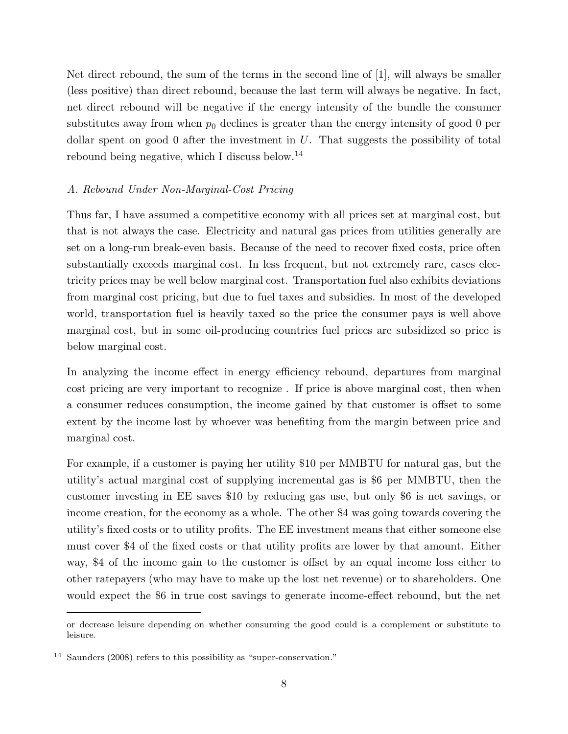Net direct rebound, the sum of the terms in the second line of [1], will always be smaller (less positive) than direct rebound, because the last term will always be negative. In fact, net direct rebound will be negative if the energy intensity of the bundle the consumer substitutes away from when $p_0$ declines is greater than the energy intensity of good 0 per dollar spent on good 0 after the investment in $U$. That suggests the possibility of total rebound being negative, which I discuss below.[14]

### *A. Rebound Under Non-Marginal-Cost Pricing*

Thus far, I have assumed a competitive economy with all prices set at marginal cost, but that is not always the case. Electricity and natural gas prices from utilities generally are set on a long-run break-even basis. Because of the need to recover fixed costs, price often substantially exceeds marginal cost. In less frequent, but not extremely rare, cases electricity prices may be well below marginal cost. Transportation fuel also exhibits deviations from marginal cost pricing, but due to fuel taxes and subsidies. In most of the developed world, transportation fuel is heavily taxed so the price the consumer pays is well above marginal cost, but in some oil-producing countries fuel prices are subsidized so price is below marginal cost.

In analyzing the income effect in energy efficiency rebound, departures from marginal cost pricing are very important to recognize . If price is above marginal cost, then when a consumer reduces consumption, the income gained by that customer is offset to some extent by the income lost by whoever was benefiting from the margin between price and marginal cost.

For example, if a customer is paying her utility \$10 per MMBTU for natural gas, but the utility's actual marginal cost of supplying incremental gas is \$6 per MMBTU, then the customer investing in EE saves \$10 by reducing gas use, but only \$6 is net savings, or income creation, for the economy as a whole. The other \$4 was going towards covering the utility's fixed costs or to utility profits. The EE investment means that either someone else must cover \$4 of the fixed costs or that utility profits are lower by that amount. Either way, \$4 of the income gain to the customer is offset by an equal income loss either to other ratepayers (who may have to make up the lost net revenue) or to shareholders. One would expect the \$6 in true cost savings to generate income-effect rebound, but the net

---

or decrease leisure depending on whether consuming the good could is a complement or substitute to leisure.

[14] Saunders (2008) refers to this possibility as "super-conservation."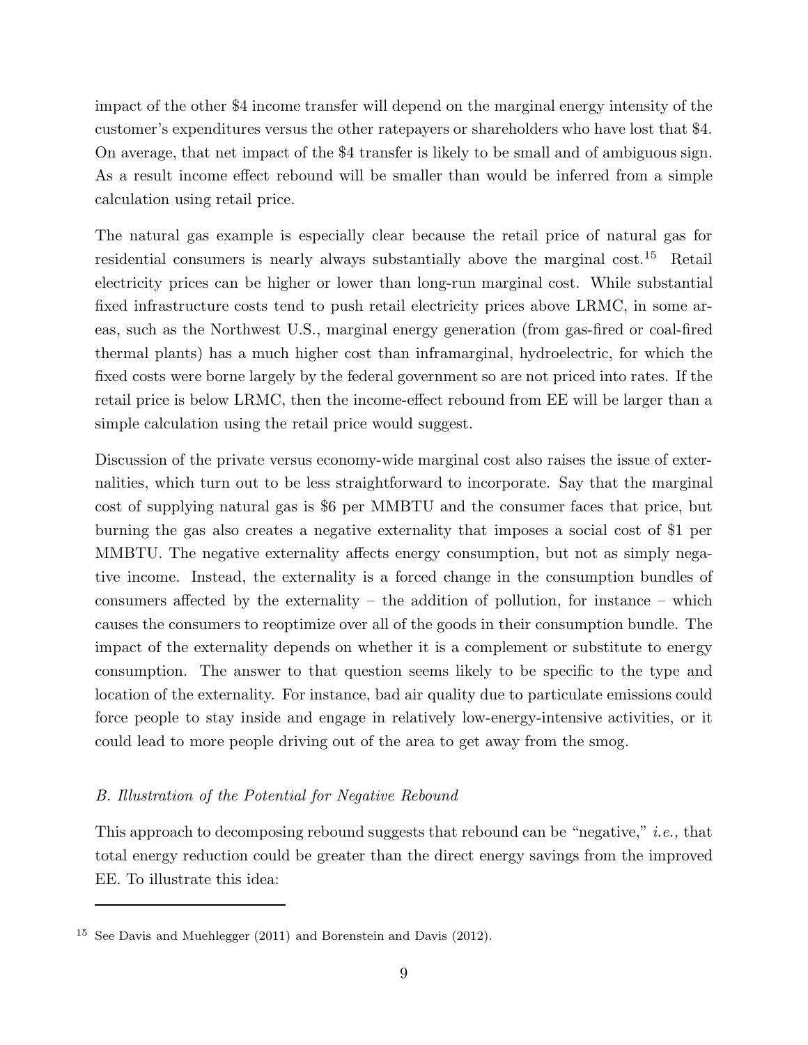impact of the other $4 income transfer will depend on the marginal energy intensity of the customer's expenditures versus the other ratepayers or shareholders who have lost that $4. On average, that net impact of the $4 transfer is likely to be small and of ambiguous sign. As a result income effect rebound will be smaller than would be inferred from a simple calculation using retail price.

The natural gas example is especially clear because the retail price of natural gas for residential consumers is nearly always substantially above the marginal cost.[15] Retail electricity prices can be higher or lower than long-run marginal cost. While substantial fixed infrastructure costs tend to push retail electricity prices above LRMC, in some areas, such as the Northwest U.S., marginal energy generation (from gas-fired or coal-fired thermal plants) has a much higher cost than inframarginal, hydroelectric, for which the fixed costs were borne largely by the federal government so are not priced into rates. If the retail price is below LRMC, then the income-effect rebound from EE will be larger than a simple calculation using the retail price would suggest.

Discussion of the private versus economy-wide marginal cost also raises the issue of externalities, which turn out to be less straightforward to incorporate. Say that the marginal cost of supplying natural gas is $6 per MMBTU and the consumer faces that price, but burning the gas also creates a negative externality that imposes a social cost of $1 per MMBTU. The negative externality affects energy consumption, but not as simply negative income. Instead, the externality is a forced change in the consumption bundles of consumers affected by the externality – the addition of pollution, for instance – which causes the consumers to reoptimize over all of the goods in their consumption bundle. The impact of the externality depends on whether it is a complement or substitute to energy consumption. The answer to that question seems likely to be specific to the type and location of the externality. For instance, bad air quality due to particulate emissions could force people to stay inside and engage in relatively low-energy-intensive activities, or it could lead to more people driving out of the area to get away from the smog.

*B. Illustration of the Potential for Negative Rebound*

This approach to decomposing rebound suggests that rebound can be "negative," *i.e.,* that total energy reduction could be greater than the direct energy savings from the improved EE. To illustrate this idea:

---

[15] See Davis and Muehlegger (2011) and Borenstein and Davis (2012).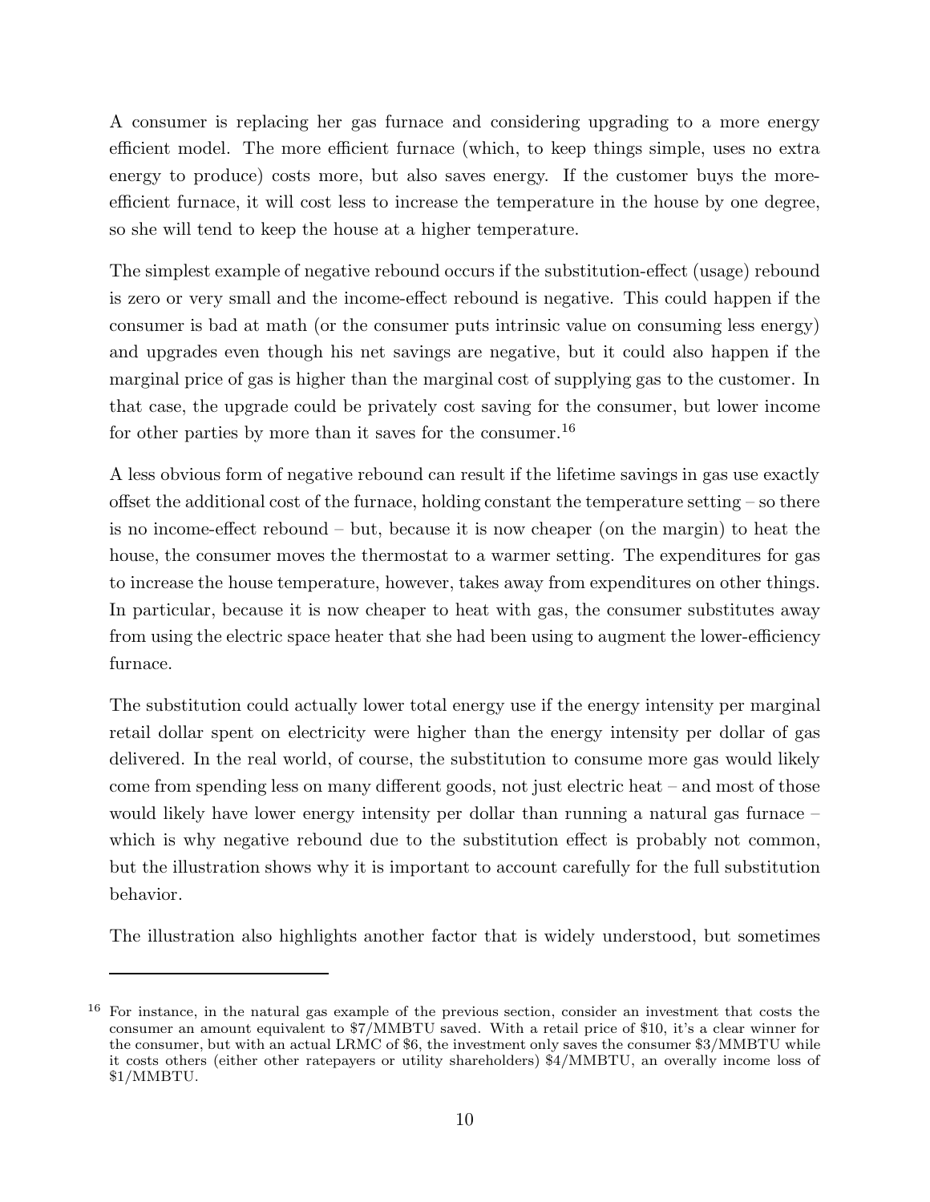A consumer is replacing her gas furnace and considering upgrading to a more energy efficient model. The more efficient furnace (which, to keep things simple, uses no extra energy to produce) costs more, but also saves energy. If the customer buys the more-efficient furnace, it will cost less to increase the temperature in the house by one degree, so she will tend to keep the house at a higher temperature.

The simplest example of negative rebound occurs if the substitution-effect (usage) rebound is zero or very small and the income-effect rebound is negative. This could happen if the consumer is bad at math (or the consumer puts intrinsic value on consuming less energy) and upgrades even though his net savings are negative, but it could also happen if the marginal price of gas is higher than the marginal cost of supplying gas to the customer. In that case, the upgrade could be privately cost saving for the consumer, but lower income for other parties by more than it saves for the consumer.[16]

A less obvious form of negative rebound can result if the lifetime savings in gas use exactly offset the additional cost of the furnace, holding constant the temperature setting – so there is no income-effect rebound – but, because it is now cheaper (on the margin) to heat the house, the consumer moves the thermostat to a warmer setting. The expenditures for gas to increase the house temperature, however, takes away from expenditures on other things. In particular, because it is now cheaper to heat with gas, the consumer substitutes away from using the electric space heater that she had been using to augment the lower-efficiency furnace.

The substitution could actually lower total energy use if the energy intensity per marginal retail dollar spent on electricity were higher than the energy intensity per dollar of gas delivered. In the real world, of course, the substitution to consume more gas would likely come from spending less on many different goods, not just electric heat – and most of those would likely have lower energy intensity per dollar than running a natural gas furnace – which is why negative rebound due to the substitution effect is probably not common, but the illustration shows why it is important to account carefully for the full substitution behavior.

The illustration also highlights another factor that is widely understood, but sometimes

---

[16] For instance, in the natural gas example of the previous section, consider an investment that costs the consumer an amount equivalent to $7/MMBTU saved. With a retail price of $10, it's a clear winner for the consumer, but with an actual LRMC of $6, the investment only saves the consumer $3/MMBTU while it costs others (either other ratepayers or utility shareholders) $4/MMBTU, an overally income loss of $1/MMBTU.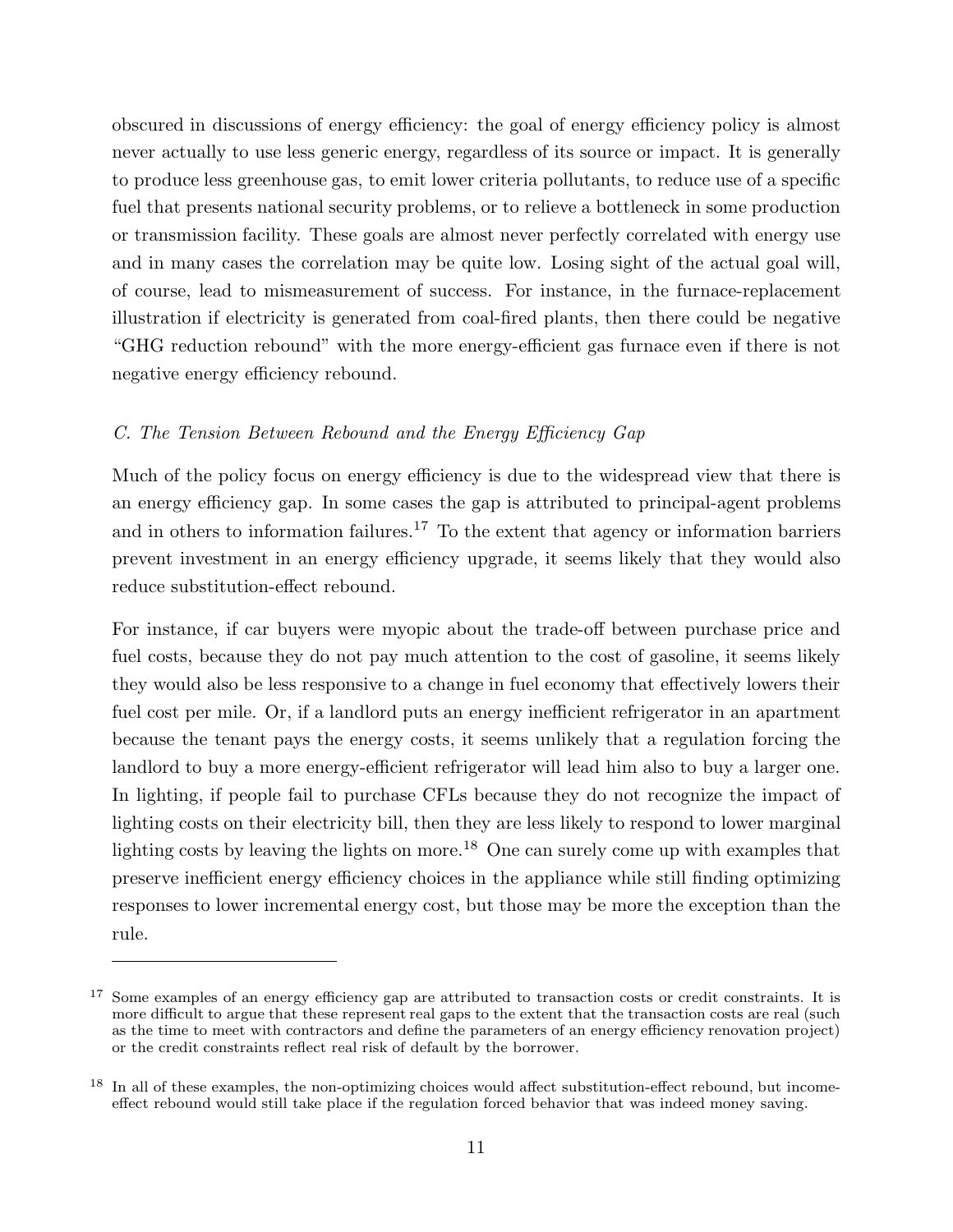obscured in discussions of energy efficiency: the goal of energy efficiency policy is almost never actually to use less generic energy, regardless of its source or impact. It is generally to produce less greenhouse gas, to emit lower criteria pollutants, to reduce use of a specific fuel that presents national security problems, or to relieve a bottleneck in some production or transmission facility. These goals are almost never perfectly correlated with energy use and in many cases the correlation may be quite low. Losing sight of the actual goal will, of course, lead to mismeasurement of success. For instance, in the furnace-replacement illustration if electricity is generated from coal-fired plants, then there could be negative "GHG reduction rebound" with the more energy-efficient gas furnace even if there is not negative energy efficiency rebound.

### *C. The Tension Between Rebound and the Energy Efficiency Gap*

Much of the policy focus on energy efficiency is due to the widespread view that there is an energy efficiency gap. In some cases the gap is attributed to principal-agent problems and in others to information failures.[17] To the extent that agency or information barriers prevent investment in an energy efficiency upgrade, it seems likely that they would also reduce substitution-effect rebound.

For instance, if car buyers were myopic about the trade-off between purchase price and fuel costs, because they do not pay much attention to the cost of gasoline, it seems likely they would also be less responsive to a change in fuel economy that effectively lowers their fuel cost per mile. Or, if a landlord puts an energy inefficient refrigerator in an apartment because the tenant pays the energy costs, it seems unlikely that a regulation forcing the landlord to buy a more energy-efficient refrigerator will lead him also to buy a larger one. In lighting, if people fail to purchase CFLs because they do not recognize the impact of lighting costs on their electricity bill, then they are less likely to respond to lower marginal lighting costs by leaving the lights on more.[18] One can surely come up with examples that preserve inefficient energy efficiency choices in the appliance while still finding optimizing responses to lower incremental energy cost, but those may be more the exception than the rule.

---

[17] Some examples of an energy efficiency gap are attributed to transaction costs or credit constraints. It is more difficult to argue that these represent real gaps to the extent that the transaction costs are real (such as the time to meet with contractors and define the parameters of an energy efficiency renovation project) or the credit constraints reflect real risk of default by the borrower.

[18] In all of these examples, the non-optimizing choices would affect substitution-effect rebound, but income-effect rebound would still take place if the regulation forced behavior that was indeed money saving.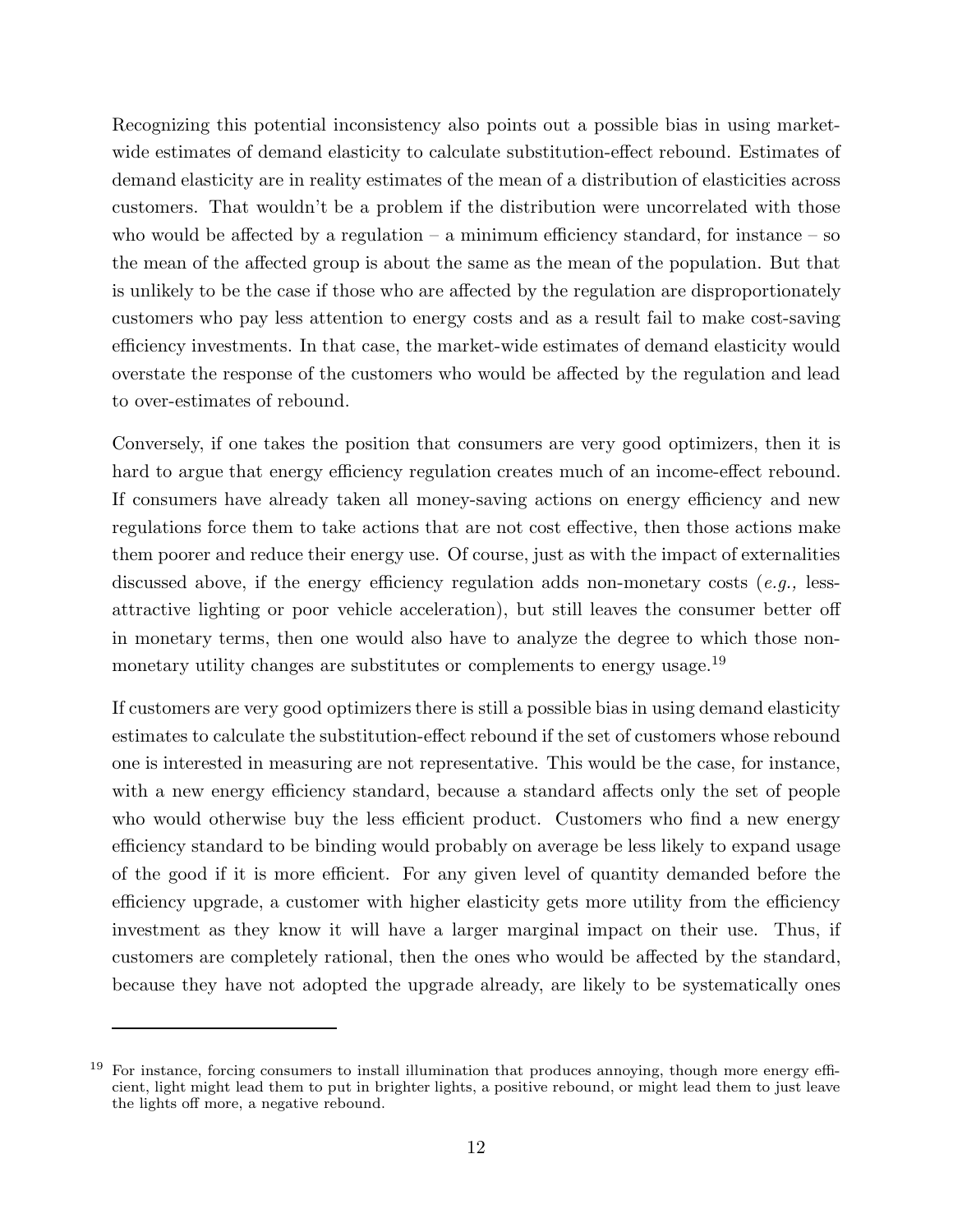Recognizing this potential inconsistency also points out a possible bias in using market-wide estimates of demand elasticity to calculate substitution-effect rebound. Estimates of demand elasticity are in reality estimates of the mean of a distribution of elasticities across customers. That wouldn't be a problem if the distribution were uncorrelated with those who would be affected by a regulation – a minimum efficiency standard, for instance – so the mean of the affected group is about the same as the mean of the population. But that is unlikely to be the case if those who are affected by the regulation are disproportionately customers who pay less attention to energy costs and as a result fail to make cost-saving efficiency investments. In that case, the market-wide estimates of demand elasticity would overstate the response of the customers who would be affected by the regulation and lead to over-estimates of rebound.

Conversely, if one takes the position that consumers are very good optimizers, then it is hard to argue that energy efficiency regulation creates much of an income-effect rebound. If consumers have already taken all money-saving actions on energy efficiency and new regulations force them to take actions that are not cost effective, then those actions make them poorer and reduce their energy use. Of course, just as with the impact of externalities discussed above, if the energy efficiency regulation adds non-monetary costs (*e.g.,* less-attractive lighting or poor vehicle acceleration), but still leaves the consumer better off in monetary terms, then one would also have to analyze the degree to which those non-monetary utility changes are substitutes or complements to energy usage.[19]

If customers are very good optimizers there is still a possible bias in using demand elasticity estimates to calculate the substitution-effect rebound if the set of customers whose rebound one is interested in measuring are not representative. This would be the case, for instance, with a new energy efficiency standard, because a standard affects only the set of people who would otherwise buy the less efficient product. Customers who find a new energy efficiency standard to be binding would probably on average be less likely to expand usage of the good if it is more efficient. For any given level of quantity demanded before the efficiency upgrade, a customer with higher elasticity gets more utility from the efficiency investment as they know it will have a larger marginal impact on their use. Thus, if customers are completely rational, then the ones who would be affected by the standard, because they have not adopted the upgrade already, are likely to be systematically ones

[19] For instance, forcing consumers to install illumination that produces annoying, though more energy efficient, light might lead them to put in brighter lights, a positive rebound, or might lead them to just leave the lights off more, a negative rebound.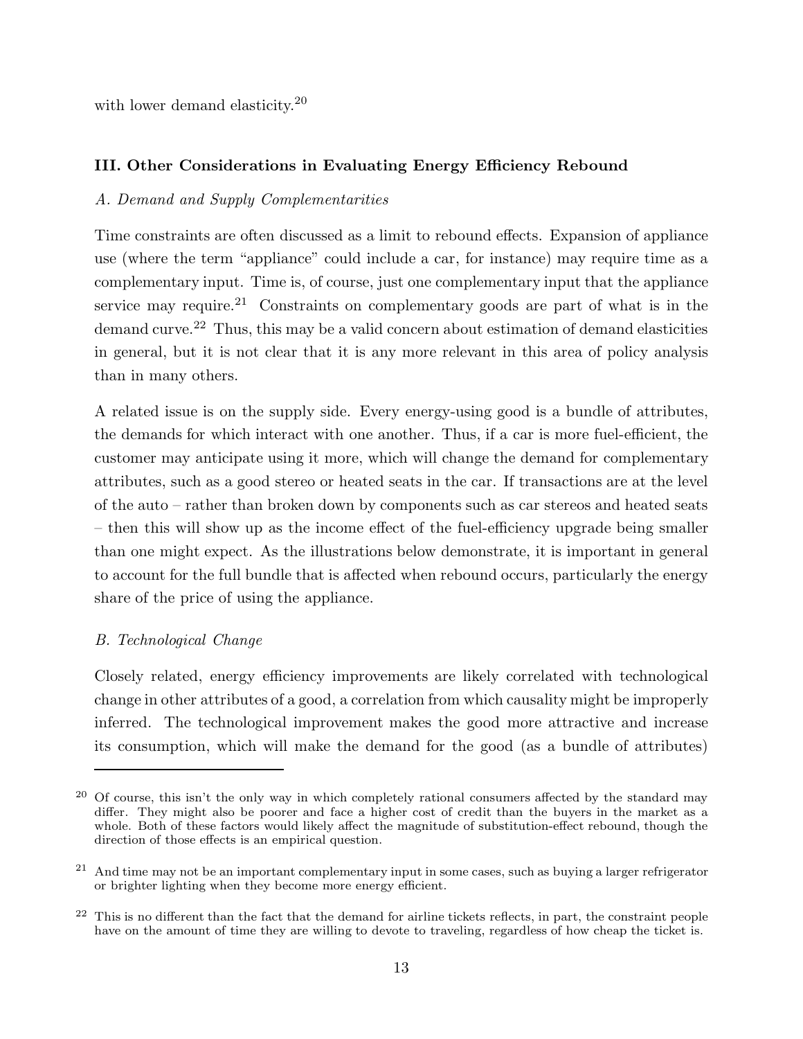with lower demand elasticity.[20]

### III. Other Considerations in Evaluating Energy Efficiency Rebound

*A. Demand and Supply Complementarities*

Time constraints are often discussed as a limit to rebound effects. Expansion of appliance use (where the term "appliance" could include a car, for instance) may require time as a complementary input. Time is, of course, just one complementary input that the appliance service may require.[21] Constraints on complementary goods are part of what is in the demand curve.[22] Thus, this may be a valid concern about estimation of demand elasticities in general, but it is not clear that it is any more relevant in this area of policy analysis than in many others.

A related issue is on the supply side. Every energy-using good is a bundle of attributes, the demands for which interact with one another. Thus, if a car is more fuel-efficient, the customer may anticipate using it more, which will change the demand for complementary attributes, such as a good stereo or heated seats in the car. If transactions are at the level of the auto – rather than broken down by components such as car stereos and heated seats – then this will show up as the income effect of the fuel-efficiency upgrade being smaller than one might expect. As the illustrations below demonstrate, it is important in general to account for the full bundle that is affected when rebound occurs, particularly the energy share of the price of using the appliance.

*B. Technological Change*

Closely related, energy efficiency improvements are likely correlated with technological change in other attributes of a good, a correlation from which causality might be improperly inferred. The technological improvement makes the good more attractive and increase its consumption, which will make the demand for the good (as a bundle of attributes)

---

[20] Of course, this isn't the only way in which completely rational consumers affected by the standard may differ. They might also be poorer and face a higher cost of credit than the buyers in the market as a whole. Both of these factors would likely affect the magnitude of substitution-effect rebound, though the direction of those effects is an empirical question.

[21] And time may not be an important complementary input in some cases, such as buying a larger refrigerator or brighter lighting when they become more energy efficient.

[22] This is no different than the fact that the demand for airline tickets reflects, in part, the constraint people have on the amount of time they are willing to devote to traveling, regardless of how cheap the ticket is.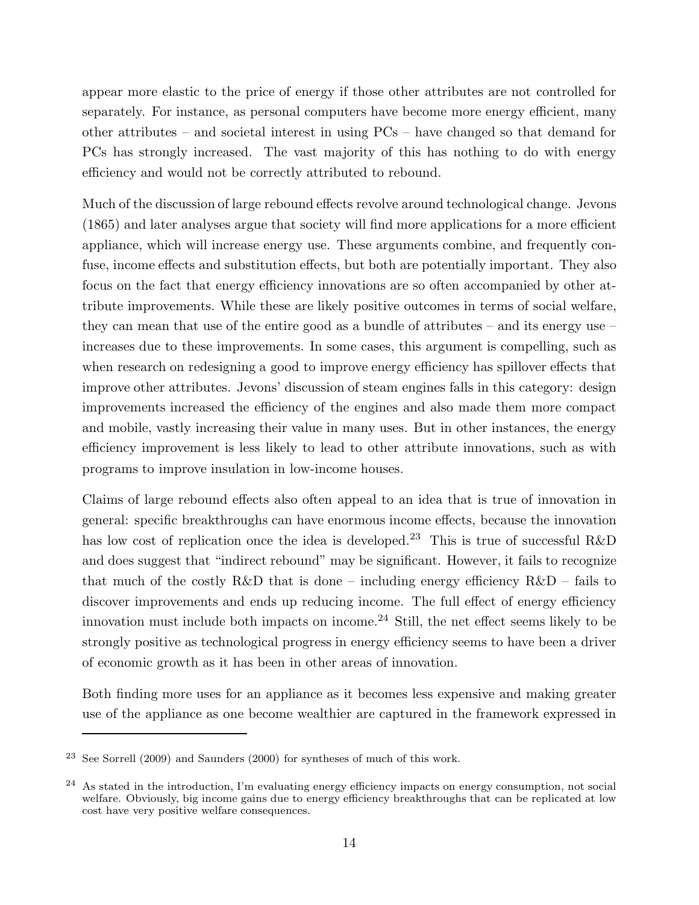appear more elastic to the price of energy if those other attributes are not controlled for separately. For instance, as personal computers have become more energy efficient, many other attributes – and societal interest in using PCs – have changed so that demand for PCs has strongly increased. The vast majority of this has nothing to do with energy efficiency and would not be correctly attributed to rebound.

Much of the discussion of large rebound effects revolve around technological change. Jevons (1865) and later analyses argue that society will find more applications for a more efficient appliance, which will increase energy use. These arguments combine, and frequently confuse, income effects and substitution effects, but both are potentially important. They also focus on the fact that energy efficiency innovations are so often accompanied by other attribute improvements. While these are likely positive outcomes in terms of social welfare, they can mean that use of the entire good as a bundle of attributes – and its energy use – increases due to these improvements. In some cases, this argument is compelling, such as when research on redesigning a good to improve energy efficiency has spillover effects that improve other attributes. Jevons' discussion of steam engines falls in this category: design improvements increased the efficiency of the engines and also made them more compact and mobile, vastly increasing their value in many uses. But in other instances, the energy efficiency improvement is less likely to lead to other attribute innovations, such as with programs to improve insulation in low-income houses.

Claims of large rebound effects also often appeal to an idea that is true of innovation in general: specific breakthroughs can have enormous income effects, because the innovation has low cost of replication once the idea is developed.[23] This is true of successful R&D and does suggest that "indirect rebound" may be significant. However, it fails to recognize that much of the costly R&D that is done – including energy efficiency R&D – fails to discover improvements and ends up reducing income. The full effect of energy efficiency innovation must include both impacts on income.[24] Still, the net effect seems likely to be strongly positive as technological progress in energy efficiency seems to have been a driver of economic growth as it has been in other areas of innovation.

Both finding more uses for an appliance as it becomes less expensive and making greater use of the appliance as one become wealthier are captured in the framework expressed in

---

[23] See Sorrell (2009) and Saunders (2000) for syntheses of much of this work.

[24] As stated in the introduction, I'm evaluating energy efficiency impacts on energy consumption, not social welfare. Obviously, big income gains due to energy efficiency breakthroughs that can be replicated at low cost have very positive welfare consequences.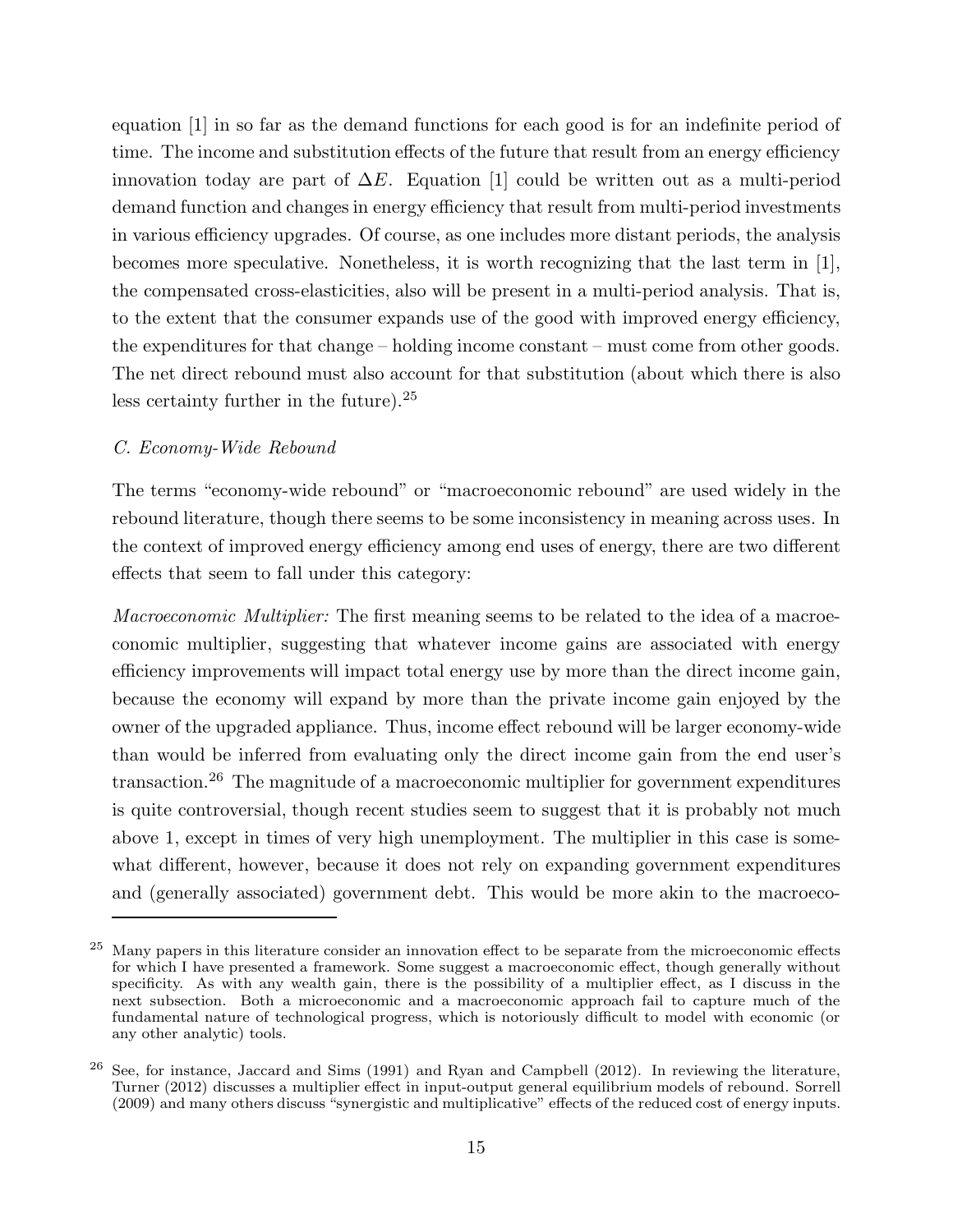equation [1] in so far as the demand functions for each good is for an indefinite period of time. The income and substitution effects of the future that result from an energy efficiency innovation today are part of $\Delta E$. Equation [1] could be written out as a multi-period demand function and changes in energy efficiency that result from multi-period investments in various efficiency upgrades. Of course, as one includes more distant periods, the analysis becomes more speculative. Nonetheless, it is worth recognizing that the last term in [1], the compensated cross-elasticities, also will be present in a multi-period analysis. That is, to the extent that the consumer expands use of the good with improved energy efficiency, the expenditures for that change – holding income constant – must come from other goods. The net direct rebound must also account for that substitution (about which there is also less certainty further in the future).[25]

*C. Economy-Wide Rebound*

The terms "economy-wide rebound" or "macroeconomic rebound" are used widely in the rebound literature, though there seems to be some inconsistency in meaning across uses. In the context of improved energy efficiency among end uses of energy, there are two different effects that seem to fall under this category:

*Macroeconomic Multiplier:* The first meaning seems to be related to the idea of a macroeconomic multiplier, suggesting that whatever income gains are associated with energy efficiency improvements will impact total energy use by more than the direct income gain, because the economy will expand by more than the private income gain enjoyed by the owner of the upgraded appliance. Thus, income effect rebound will be larger economy-wide than would be inferred from evaluating only the direct income gain from the end user's transaction.[26] The magnitude of a macroeconomic multiplier for government expenditures is quite controversial, though recent studies seem to suggest that it is probably not much above 1, except in times of very high unemployment. The multiplier in this case is somewhat different, however, because it does not rely on expanding government expenditures and (generally associated) government debt. This would be more akin to the macroeco-

[25] Many papers in this literature consider an innovation effect to be separate from the microeconomic effects for which I have presented a framework. Some suggest a macroeconomic effect, though generally without specificity. As with any wealth gain, there is the possibility of a multiplier effect, as I discuss in the next subsection. Both a microeconomic and a macroeconomic approach fail to capture much of the fundamental nature of technological progress, which is notoriously difficult to model with economic (or any other analytic) tools.

[26] See, for instance, Jaccard and Sims (1991) and Ryan and Campbell (2012). In reviewing the literature, Turner (2012) discusses a multiplier effect in input-output general equilibrium models of rebound. Sorrell (2009) and many others discuss "synergistic and multiplicative" effects of the reduced cost of energy inputs.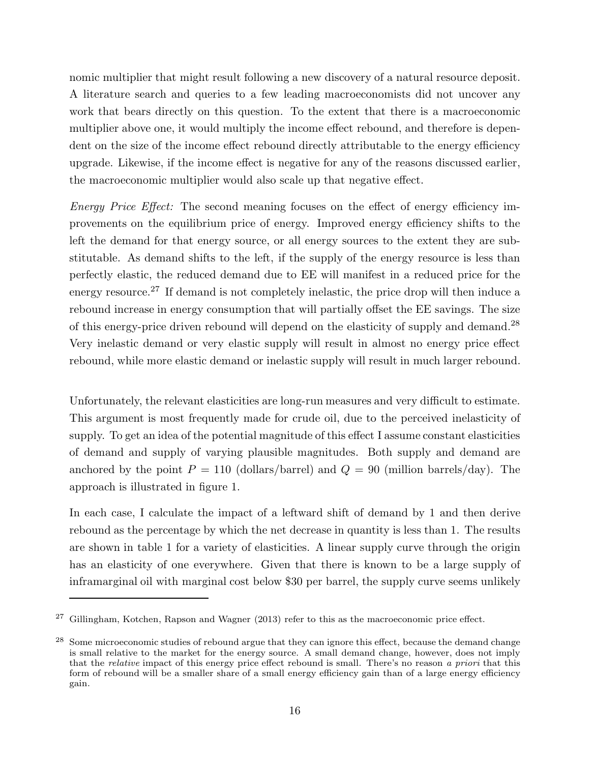nomic multiplier that might result following a new discovery of a natural resource deposit. A literature search and queries to a few leading macroeconomists did not uncover any work that bears directly on this question. To the extent that there is a macroeconomic multiplier above one, it would multiply the income effect rebound, and therefore is dependent on the size of the income effect rebound directly attributable to the energy efficiency upgrade. Likewise, if the income effect is negative for any of the reasons discussed earlier, the macroeconomic multiplier would also scale up that negative effect.

*Energy Price Effect:* The second meaning focuses on the effect of energy efficiency improvements on the equilibrium price of energy. Improved energy efficiency shifts to the left the demand for that energy source, or all energy sources to the extent they are substitutable. As demand shifts to the left, if the supply of the energy resource is less than perfectly elastic, the reduced demand due to EE will manifest in a reduced price for the energy resource.[27] If demand is not completely inelastic, the price drop will then induce a rebound increase in energy consumption that will partially offset the EE savings. The size of this energy-price driven rebound will depend on the elasticity of supply and demand.[28] Very inelastic demand or very elastic supply will result in almost no energy price effect rebound, while more elastic demand or inelastic supply will result in much larger rebound.

Unfortunately, the relevant elasticities are long-run measures and very difficult to estimate. This argument is most frequently made for crude oil, due to the perceived inelasticity of supply. To get an idea of the potential magnitude of this effect I assume constant elasticities of demand and supply of varying plausible magnitudes. Both supply and demand are anchored by the point $P = 110$ (dollars/barrel) and $Q = 90$ (million barrels/day). The approach is illustrated in figure 1.

In each case, I calculate the impact of a leftward shift of demand by 1 and then derive rebound as the percentage by which the net decrease in quantity is less than 1. The results are shown in table 1 for a variety of elasticities. A linear supply curve through the origin has an elasticity of one everywhere. Given that there is known to be a large supply of inframarginal oil with marginal cost below \$30 per barrel, the supply curve seems unlikely

---

[27] Gillingham, Kotchen, Rapson and Wagner (2013) refer to this as the macroeconomic price effect.

[28] Some microeconomic studies of rebound argue that they can ignore this effect, because the demand change is small relative to the market for the energy source. A small demand change, however, does not imply that the *relative* impact of this energy price effect rebound is small. There's no reason *a priori* that this form of rebound will be a smaller share of a small energy efficiency gain than of a large energy efficiency gain.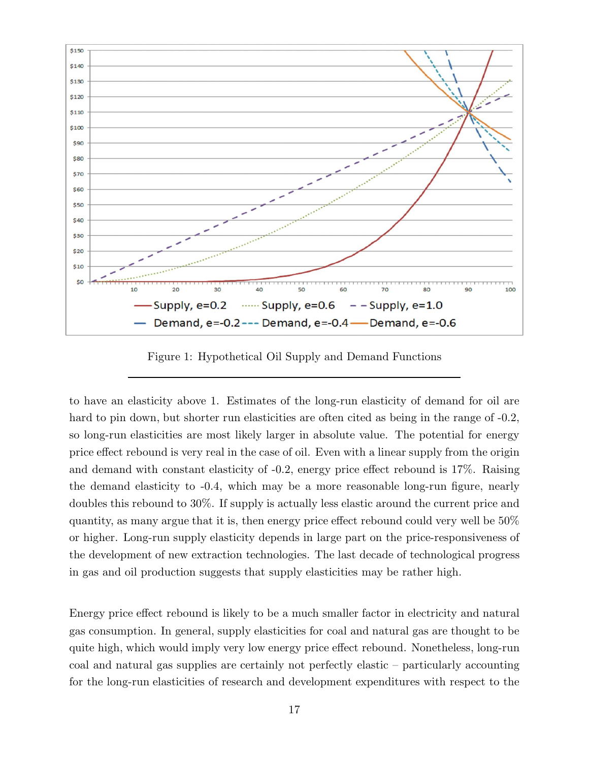Figure 1: Hypothetical Oil Supply and Demand Functions

to have an elasticity above 1. Estimates of the long-run elasticity of demand for oil are hard to pin down, but shorter run elasticities are often cited as being in the range of -0.2, so long-run elasticities are most likely larger in absolute value. The potential for energy price effect rebound is very real in the case of oil. Even with a linear supply from the origin and demand with constant elasticity of -0.2, energy price effect rebound is 17%. Raising the demand elasticity to -0.4, which may be a more reasonable long-run figure, nearly doubles this rebound to 30%. If supply is actually less elastic around the current price and quantity, as many argue that it is, then energy price effect rebound could very well be 50% or higher. Long-run supply elasticity depends in large part on the price-responsiveness of the development of new extraction technologies. The last decade of technological progress in gas and oil production suggests that supply elasticities may be rather high.

Energy price effect rebound is likely to be a much smaller factor in electricity and natural gas consumption. In general, supply elasticities for coal and natural gas are thought to be quite high, which would imply very low energy price effect rebound. Nonetheless, long-run coal and natural gas supplies are certainly not perfectly elastic – particularly accounting for the long-run elasticities of research and development expenditures with respect to the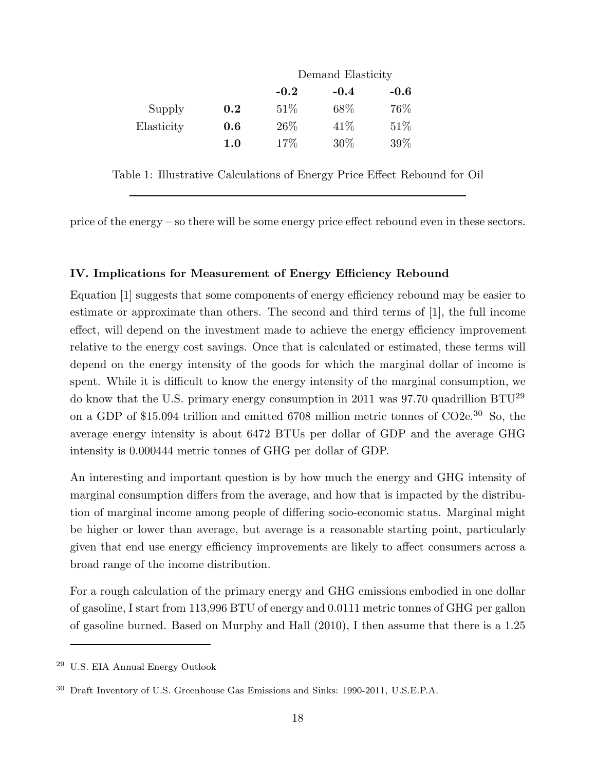| | | Demand Elasticity | | |
|---|---|---|---|---|
| | | **-0.2** | **-0.4** | **-0.6** |
| Supply | **0.2** | 51% | 68% | 76% |
| Elasticity | **0.6** | 26% | 41% | 51% |
| | **1.0** | 17% | 30% | 39% |

Table 1: Illustrative Calculations of Energy Price Effect Rebound for Oil

price of the energy – so there will be some energy price effect rebound even in these sectors.

### IV. Implications for Measurement of Energy Efficiency Rebound

Equation [1] suggests that some components of energy efficiency rebound may be easier to estimate or approximate than others. The second and third terms of [1], the full income effect, will depend on the investment made to achieve the energy efficiency improvement relative to the energy cost savings. Once that is calculated or estimated, these terms will depend on the energy intensity of the goods for which the marginal dollar of income is spent. While it is difficult to know the energy intensity of the marginal consumption, we do know that the U.S. primary energy consumption in 2011 was 97.70 quadrillion BTU[29] on a GDP of \$15.094 trillion and emitted 6708 million metric tonnes of CO2e.[30] So, the average energy intensity is about 6472 BTUs per dollar of GDP and the average GHG intensity is 0.000444 metric tonnes of GHG per dollar of GDP.

An interesting and important question is by how much the energy and GHG intensity of marginal consumption differs from the average, and how that is impacted by the distribution of marginal income among people of differing socio-economic status. Marginal might be higher or lower than average, but average is a reasonable starting point, particularly given that end use energy efficiency improvements are likely to affect consumers across a broad range of the income distribution.

For a rough calculation of the primary energy and GHG emissions embodied in one dollar of gasoline, I start from 113,996 BTU of energy and 0.0111 metric tonnes of GHG per gallon of gasoline burned. Based on Murphy and Hall (2010), I then assume that there is a 1.25

---

[29] U.S. EIA Annual Energy Outlook

[30] Draft Inventory of U.S. Greenhouse Gas Emissions and Sinks: 1990-2011, U.S.E.P.A.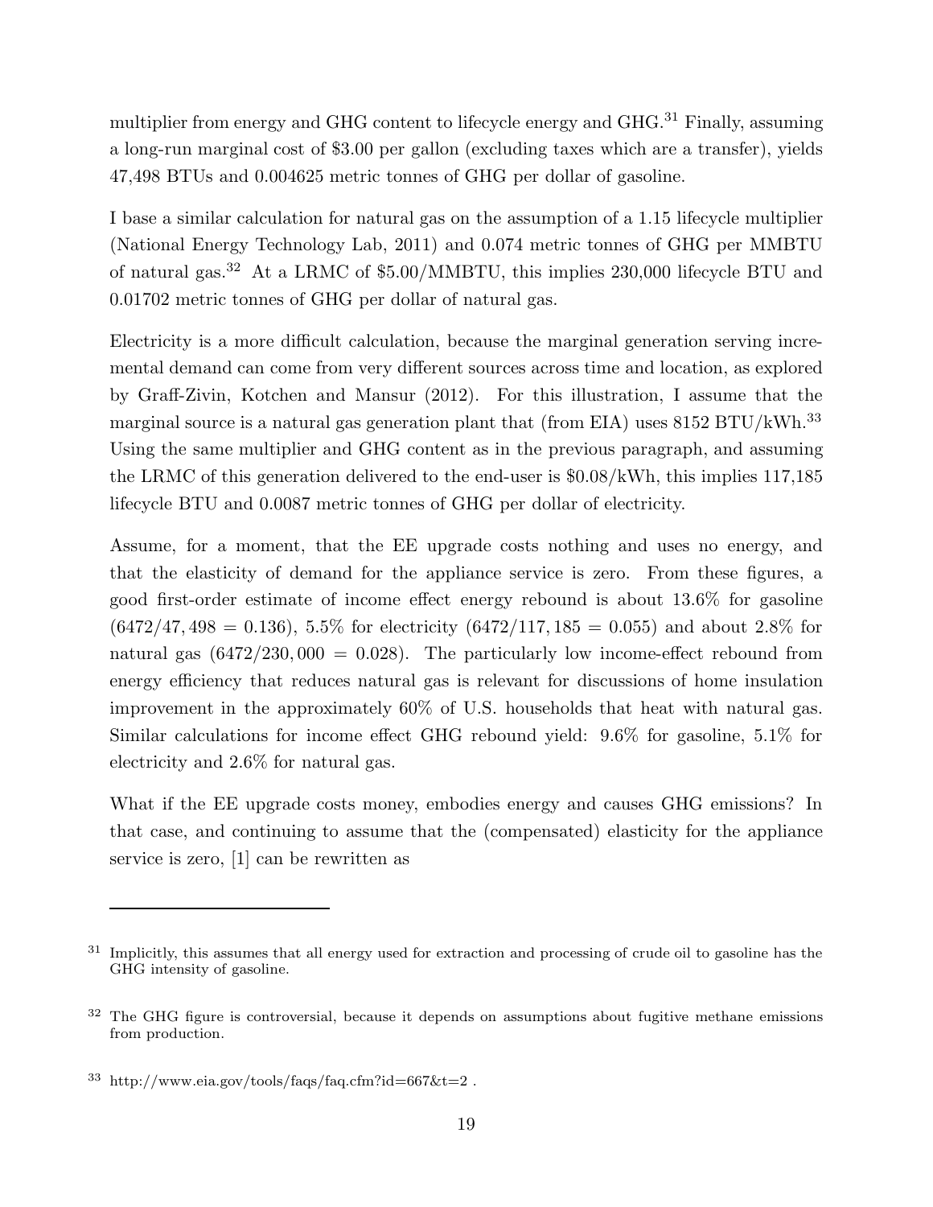multiplier from energy and GHG content to lifecycle energy and GHG.[31] Finally, assuming a long-run marginal cost of \$3.00 per gallon (excluding taxes which are a transfer), yields 47,498 BTUs and 0.004625 metric tonnes of GHG per dollar of gasoline.

I base a similar calculation for natural gas on the assumption of a 1.15 lifecycle multiplier (National Energy Technology Lab, 2011) and 0.074 metric tonnes of GHG per MMBTU of natural gas.[32] At a LRMC of \$5.00/MMBTU, this implies 230,000 lifecycle BTU and 0.01702 metric tonnes of GHG per dollar of natural gas.

Electricity is a more difficult calculation, because the marginal generation serving incremental demand can come from very different sources across time and location, as explored by Graff-Zivin, Kotchen and Mansur (2012). For this illustration, I assume that the marginal source is a natural gas generation plant that (from EIA) uses 8152 BTU/kWh.[33] Using the same multiplier and GHG content as in the previous paragraph, and assuming the LRMC of this generation delivered to the end-user is \$0.08/kWh, this implies 117,185 lifecycle BTU and 0.0087 metric tonnes of GHG per dollar of electricity.

Assume, for a moment, that the EE upgrade costs nothing and uses no energy, and that the elasticity of demand for the appliance service is zero. From these figures, a good first-order estimate of income effect energy rebound is about 13.6% for gasoline ($6472/47,498 = 0.136$), 5.5% for electricity ($6472/117,185 = 0.055$) and about 2.8% for natural gas ($6472/230,000 = 0.028$). The particularly low income-effect rebound from energy efficiency that reduces natural gas is relevant for discussions of home insulation improvement in the approximately 60% of U.S. households that heat with natural gas. Similar calculations for income effect GHG rebound yield: 9.6% for gasoline, 5.1% for electricity and 2.6% for natural gas.

What if the EE upgrade costs money, embodies energy and causes GHG emissions? In that case, and continuing to assume that the (compensated) elasticity for the appliance service is zero, [1] can be rewritten as

---

[31] Implicitly, this assumes that all energy used for extraction and processing of crude oil to gasoline has the GHG intensity of gasoline.

[32] The GHG figure is controversial, because it depends on assumptions about fugitive methane emissions from production.

[33] http://www.eia.gov/tools/faqs/faq.cfm?id=667&t=2 .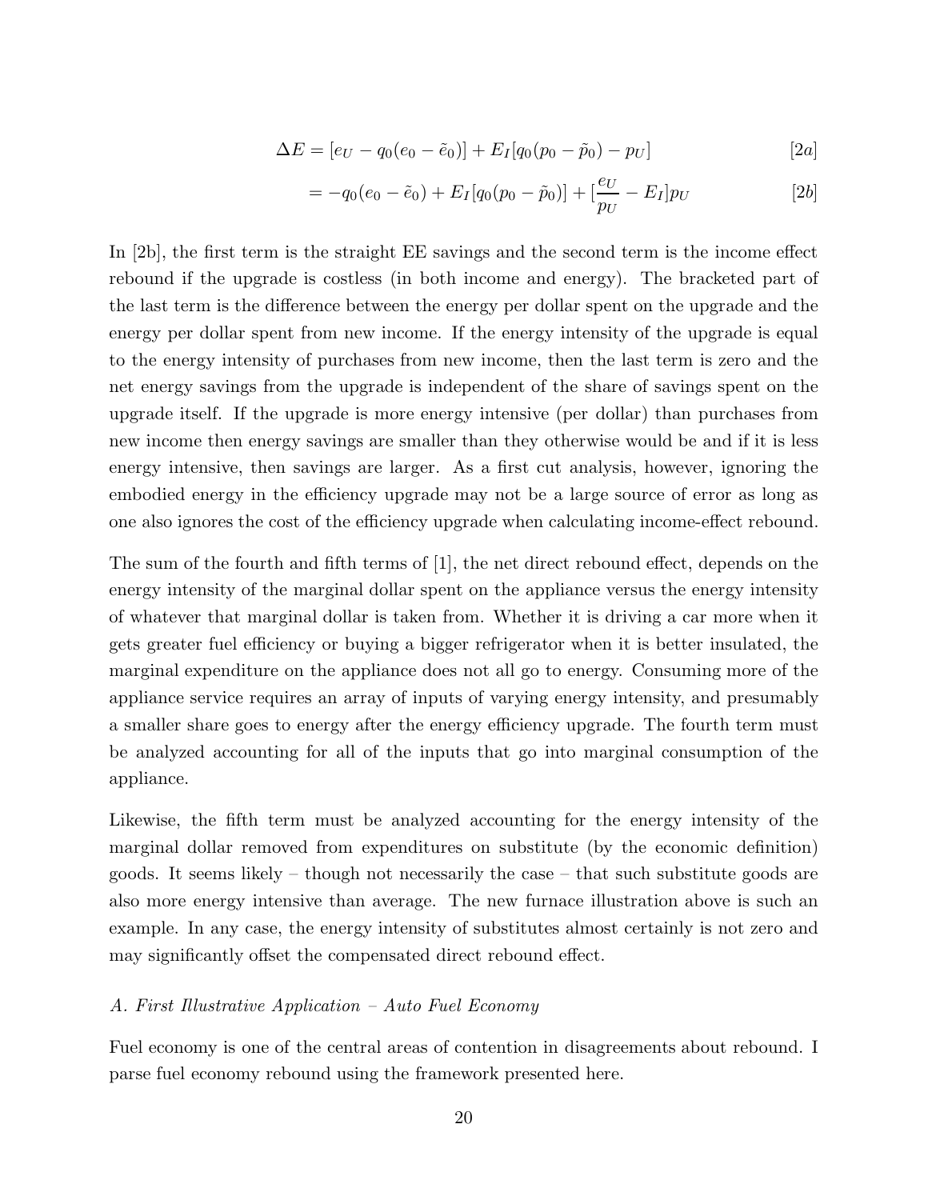$$\Delta E = [e_U - q_0(e_0 - \tilde{e}_0)] + E_I[q_0(p_0 - \tilde{p}_0) - p_U] \tag{2a}$$

$$= -q_0(e_0 - \tilde{e}_0) + E_I[q_0(p_0 - \tilde{p}_0)] + [\frac{e_U}{p_U} - E_I]p_U \tag{2b}$$

In [2b], the first term is the straight EE savings and the second term is the income effect rebound if the upgrade is costless (in both income and energy). The bracketed part of the last term is the difference between the energy per dollar spent on the upgrade and the energy per dollar spent from new income. If the energy intensity of the upgrade is equal to the energy intensity of purchases from new income, then the last term is zero and the net energy savings from the upgrade is independent of the share of savings spent on the upgrade itself. If the upgrade is more energy intensive (per dollar) than purchases from new income then energy savings are smaller than they otherwise would be and if it is less energy intensive, then savings are larger. As a first cut analysis, however, ignoring the embodied energy in the efficiency upgrade may not be a large source of error as long as one also ignores the cost of the efficiency upgrade when calculating income-effect rebound.

The sum of the fourth and fifth terms of [1], the net direct rebound effect, depends on the energy intensity of the marginal dollar spent on the appliance versus the energy intensity of whatever that marginal dollar is taken from. Whether it is driving a car more when it gets greater fuel efficiency or buying a bigger refrigerator when it is better insulated, the marginal expenditure on the appliance does not all go to energy. Consuming more of the appliance service requires an array of inputs of varying energy intensity, and presumably a smaller share goes to energy after the energy efficiency upgrade. The fourth term must be analyzed accounting for all of the inputs that go into marginal consumption of the appliance.

Likewise, the fifth term must be analyzed accounting for the energy intensity of the marginal dollar removed from expenditures on substitute (by the economic definition) goods. It seems likely – though not necessarily the case – that such substitute goods are also more energy intensive than average. The new furnace illustration above is such an example. In any case, the energy intensity of substitutes almost certainly is not zero and may significantly offset the compensated direct rebound effect.

### *A. First Illustrative Application – Auto Fuel Economy*

Fuel economy is one of the central areas of contention in disagreements about rebound. I parse fuel economy rebound using the framework presented here.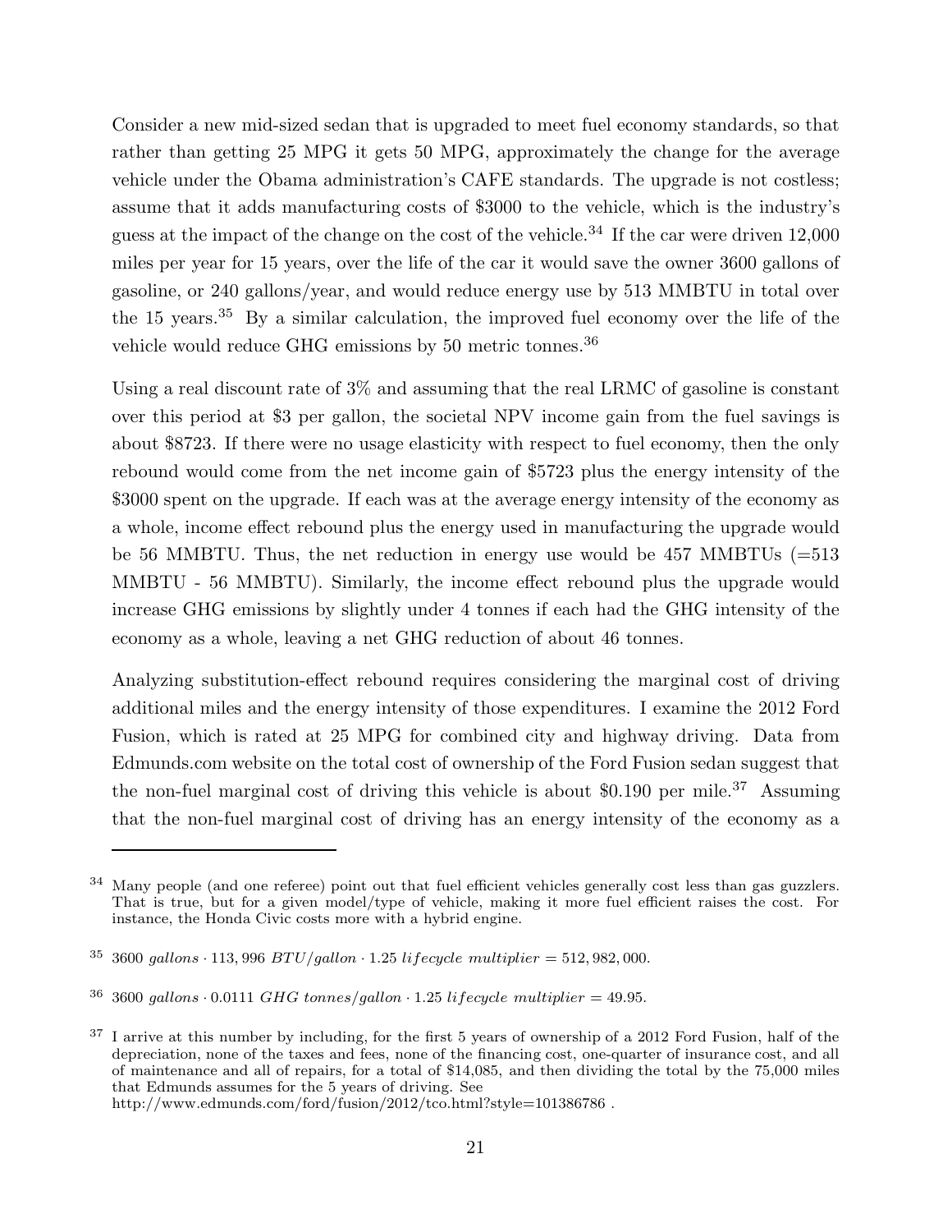Consider a new mid-sized sedan that is upgraded to meet fuel economy standards, so that rather than getting 25 MPG it gets 50 MPG, approximately the change for the average vehicle under the Obama administration's CAFE standards. The upgrade is not costless; assume that it adds manufacturing costs of $3000 to the vehicle, which is the industry's guess at the impact of the change on the cost of the vehicle.[34] If the car were driven 12,000 miles per year for 15 years, over the life of the car it would save the owner 3600 gallons of gasoline, or 240 gallons/year, and would reduce energy use by 513 MMBTU in total over the 15 years.[35] By a similar calculation, the improved fuel economy over the life of the vehicle would reduce GHG emissions by 50 metric tonnes.[36]

Using a real discount rate of 3% and assuming that the real LRMC of gasoline is constant over this period at $3 per gallon, the societal NPV income gain from the fuel savings is about $8723. If there were no usage elasticity with respect to fuel economy, then the only rebound would come from the net income gain of $5723 plus the energy intensity of the $3000 spent on the upgrade. If each was at the average energy intensity of the economy as a whole, income effect rebound plus the energy used in manufacturing the upgrade would be 56 MMBTU. Thus, the net reduction in energy use would be 457 MMBTUs (=513 MMBTU - 56 MMBTU). Similarly, the income effect rebound plus the upgrade would increase GHG emissions by slightly under 4 tonnes if each had the GHG intensity of the economy as a whole, leaving a net GHG reduction of about 46 tonnes.

Analyzing substitution-effect rebound requires considering the marginal cost of driving additional miles and the energy intensity of those expenditures. I examine the 2012 Ford Fusion, which is rated at 25 MPG for combined city and highway driving. Data from Edmunds.com website on the total cost of ownership of the Ford Fusion sedan suggest that the non-fuel marginal cost of driving this vehicle is about $0.190 per mile.[37] Assuming that the non-fuel marginal cost of driving has an energy intensity of the economy as a

---

[34] Many people (and one referee) point out that fuel efficient vehicles generally cost less than gas guzzlers. That is true, but for a given model/type of vehicle, making it more fuel efficient raises the cost. For instance, the Honda Civic costs more with a hybrid engine.

[35] $3600\ gallons \cdot 113,996\ BTU/gallon \cdot 1.25\ lifecycle\ multiplier = 512,982,000$.

[36] $3600\ gallons \cdot 0.0111\ GHG\ tonnes/gallon \cdot 1.25\ lifecycle\ multiplier = 49.95$.

[37] I arrive at this number by including, for the first 5 years of ownership of a 2012 Ford Fusion, half of the depreciation, none of the taxes and fees, none of the financing cost, one-quarter of insurance cost, and all of maintenance and all of repairs, for a total of $14,085, and then dividing the total by the 75,000 miles that Edmunds assumes for the 5 years of driving. See http://www.edmunds.com/ford/fusion/2012/tco.html?style=101386786 .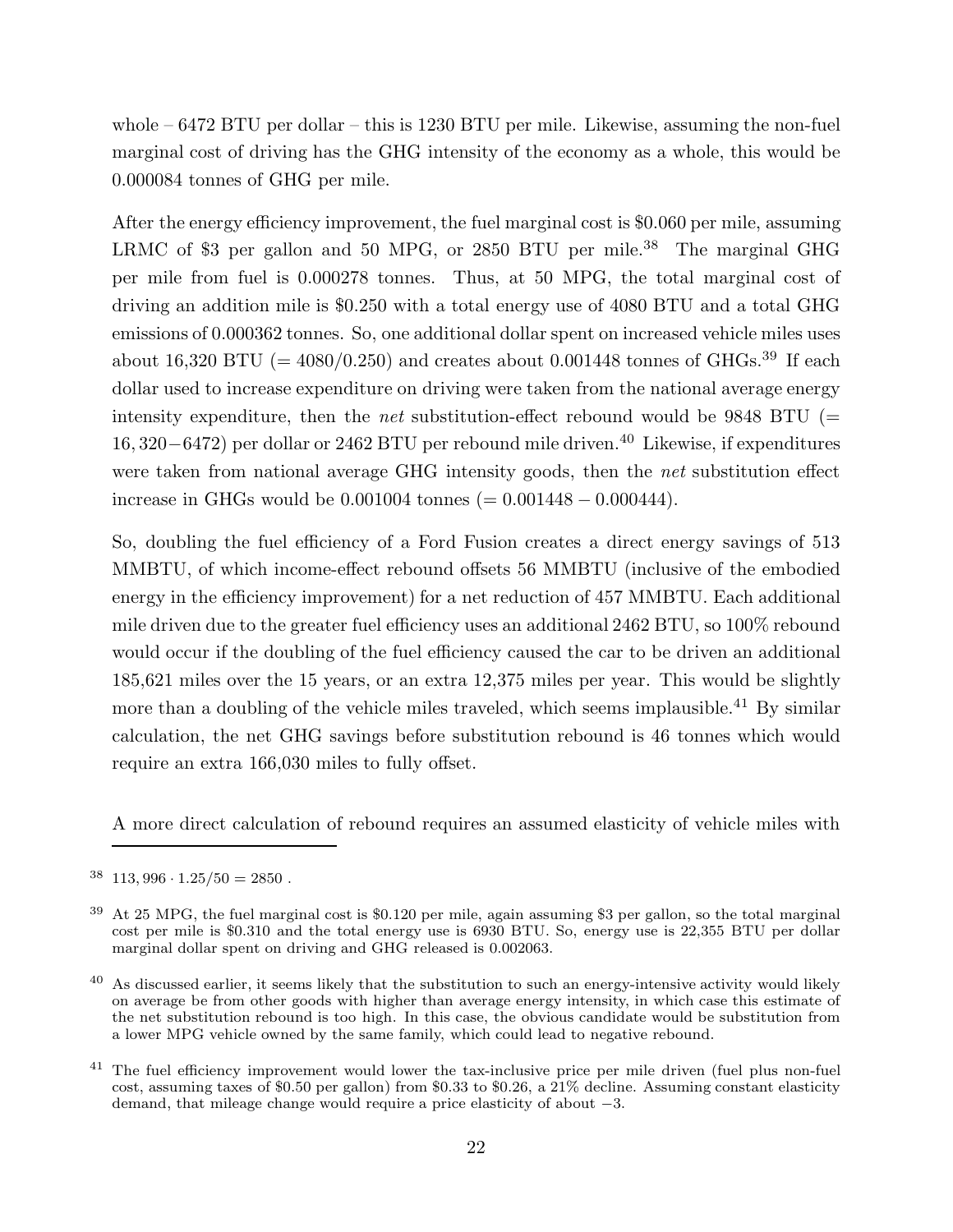whole – 6472 BTU per dollar – this is 1230 BTU per mile. Likewise, assuming the non-fuel marginal cost of driving has the GHG intensity of the economy as a whole, this would be 0.000084 tonnes of GHG per mile.

After the energy efficiency improvement, the fuel marginal cost is \$0.060 per mile, assuming LRMC of \$3 per gallon and 50 MPG, or 2850 BTU per mile.[38] The marginal GHG per mile from fuel is 0.000278 tonnes. Thus, at 50 MPG, the total marginal cost of driving an addition mile is \$0.250 with a total energy use of 4080 BTU and a total GHG emissions of 0.000362 tonnes. So, one additional dollar spent on increased vehicle miles uses about 16,320 BTU (= 4080/0.250) and creates about 0.001448 tonnes of GHGs.[39] If each dollar used to increase expenditure on driving were taken from the national average energy intensity expenditure, then the *net* substitution-effect rebound would be 9848 BTU ($= 16,320 - 6472$) per dollar or 2462 BTU per rebound mile driven.[40] Likewise, if expenditures were taken from national average GHG intensity goods, then the *net* substitution effect increase in GHGs would be 0.001004 tonnes ($= 0.001448 - 0.000444$).

So, doubling the fuel efficiency of a Ford Fusion creates a direct energy savings of 513 MMBTU, of which income-effect rebound offsets 56 MMBTU (inclusive of the embodied energy in the efficiency improvement) for a net reduction of 457 MMBTU. Each additional mile driven due to the greater fuel efficiency uses an additional 2462 BTU, so 100% rebound would occur if the doubling of the fuel efficiency caused the car to be driven an additional 185,621 miles over the 15 years, or an extra 12,375 miles per year. This would be slightly more than a doubling of the vehicle miles traveled, which seems implausible.[41] By similar calculation, the net GHG savings before substitution rebound is 46 tonnes which would require an extra 166,030 miles to fully offset.

A more direct calculation of rebound requires an assumed elasticity of vehicle miles with

---

[38] $113,996 \cdot 1.25/50 = 2850$ .

[39] At 25 MPG, the fuel marginal cost is \$0.120 per mile, again assuming \$3 per gallon, so the total marginal cost per mile is \$0.310 and the total energy use is 6930 BTU. So, energy use is 22,355 BTU per dollar marginal dollar spent on driving and GHG released is 0.002063.

[40] As discussed earlier, it seems likely that the substitution to such an energy-intensive activity would likely on average be from other goods with higher than average energy intensity, in which case this estimate of the net substitution rebound is too high. In this case, the obvious candidate would be substitution from a lower MPG vehicle owned by the same family, which could lead to negative rebound.

[41] The fuel efficiency improvement would lower the tax-inclusive price per mile driven (fuel plus non-fuel cost, assuming taxes of \$0.50 per gallon) from \$0.33 to \$0.26, a 21% decline. Assuming constant elasticity demand, that mileage change would require a price elasticity of about $-3$.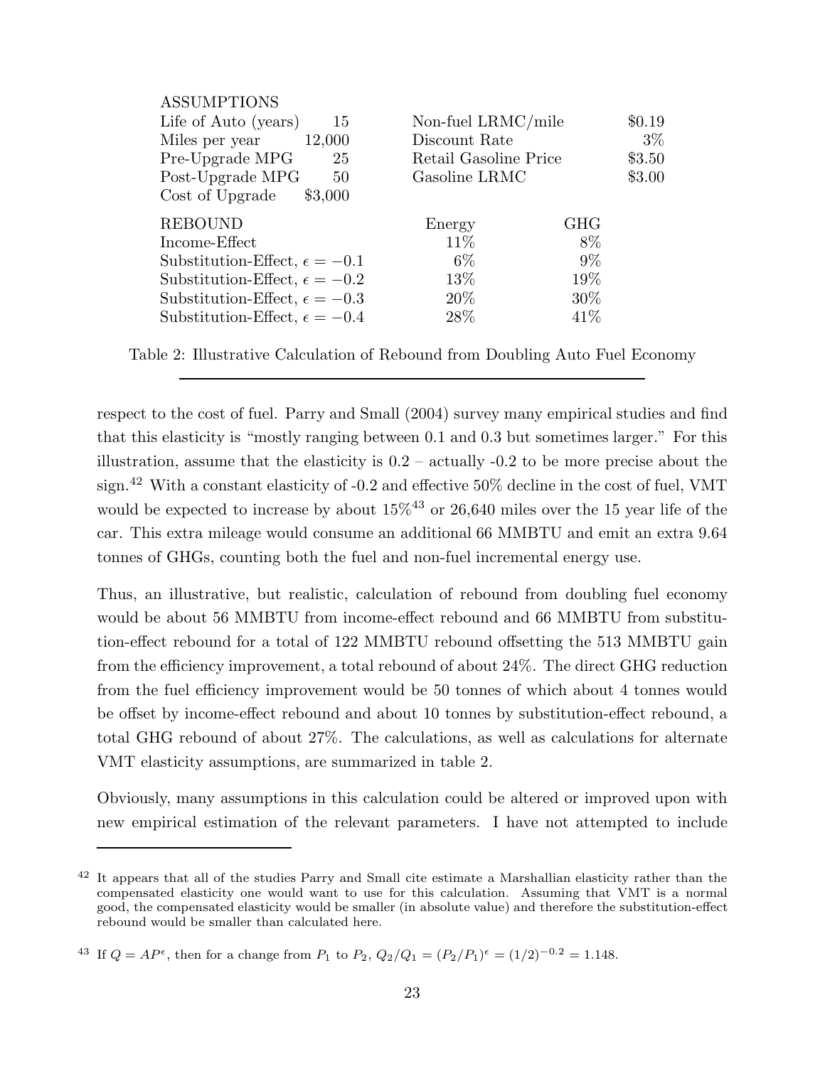| ASSUMPTIONS | | | |
|---|---|---|---|
| Life of Auto (years) | 15 | Non-fuel LRMC/mile | \$0.19 |
| Miles per year | 12,000 | Discount Rate | 3% |
| Pre-Upgrade MPG | 25 | Retail Gasoline Price | \$3.50 |
| Post-Upgrade MPG | 50 | Gasoline LRMC | \$3.00 |
| Cost of Upgrade | \$3,000 | | |

| REBOUND | Energy | GHG |
|---|---|---|
| Income-Effect | 11% | 8% |
| Substitution-Effect, $\epsilon = -0.1$ | 6% | 9% |
| Substitution-Effect, $\epsilon = -0.2$ | 13% | 19% |
| Substitution-Effect, $\epsilon = -0.3$ | 20% | 30% |
| Substitution-Effect, $\epsilon = -0.4$ | 28% | 41% |

Table 2: Illustrative Calculation of Rebound from Doubling Auto Fuel Economy

respect to the cost of fuel. Parry and Small (2004) survey many empirical studies and find that this elasticity is "mostly ranging between 0.1 and 0.3 but sometimes larger." For this illustration, assume that the elasticity is 0.2 – actually -0.2 to be more precise about the sign.[42] With a constant elasticity of -0.2 and effective 50% decline in the cost of fuel, VMT would be expected to increase by about 15%[43] or 26,640 miles over the 15 year life of the car. This extra mileage would consume an additional 66 MMBTU and emit an extra 9.64 tonnes of GHGs, counting both the fuel and non-fuel incremental energy use.

Thus, an illustrative, but realistic, calculation of rebound from doubling fuel economy would be about 56 MMBTU from income-effect rebound and 66 MMBTU from substitution-effect rebound for a total of 122 MMBTU rebound offsetting the 513 MMBTU gain from the efficiency improvement, a total rebound of about 24%. The direct GHG reduction from the fuel efficiency improvement would be 50 tonnes of which about 4 tonnes would be offset by income-effect rebound and about 10 tonnes by substitution-effect rebound, a total GHG rebound of about 27%. The calculations, as well as calculations for alternate VMT elasticity assumptions, are summarized in table 2.

Obviously, many assumptions in this calculation could be altered or improved upon with new empirical estimation of the relevant parameters. I have not attempted to include

[42] It appears that all of the studies Parry and Small cite estimate a Marshallian elasticity rather than the compensated elasticity one would want to use for this calculation. Assuming that VMT is a normal good, the compensated elasticity would be smaller (in absolute value) and therefore the substitution-effect rebound would be smaller than calculated here.

[43] If $Q = AP^{\epsilon}$, then for a change from $P_1$ to $P_2$, $Q_2/Q_1 = (P_2/P_1)^{\epsilon} = (1/2)^{-0.2} = 1.148$.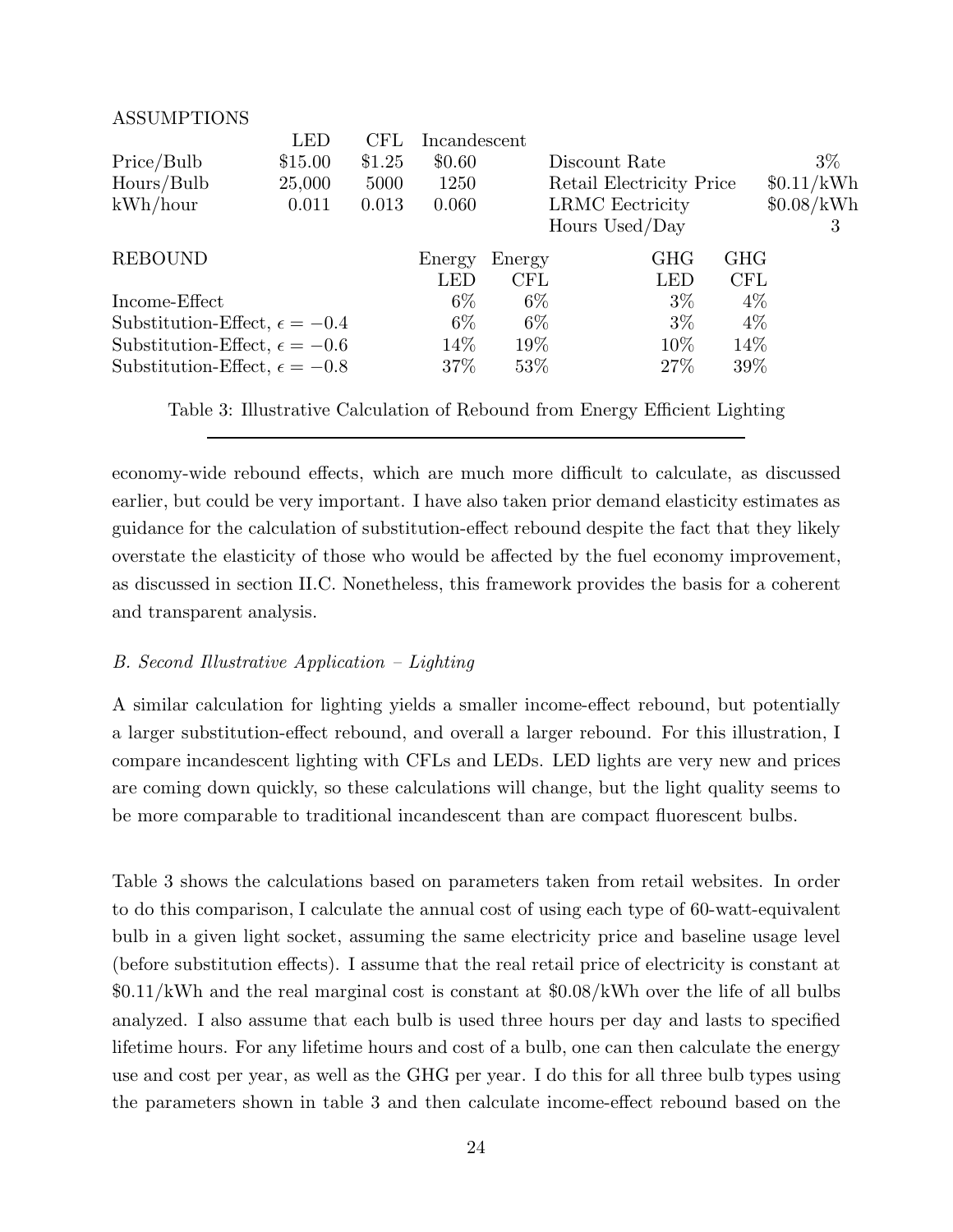ASSUMPTIONS

| | LED | CFL | Incandescent | | | |
|---|---|---|---|---|---|---|
| Price/Bulb | \$15.00 | \$1.25 | \$0.60 | | Discount Rate | 3% |
| Hours/Bulb | 25,000 | 5000 | 1250 | | Retail Electricity Price | \$0.11/kWh |
| kWh/hour | 0.011 | 0.013 | 0.060 | | LRMC Eectricity | \$0.08/kWh |
| | | | | | Hours Used/Day | 3 |

| REBOUND | Energy LED | Energy CFL | GHG LED | GHG CFL |
|---|---|---|---|---|
| Income-Effect | 6% | 6% | 3% | 4% |
| Substitution-Effect, $\epsilon = -0.4$ | 6% | 6% | 3% | 4% |
| Substitution-Effect, $\epsilon = -0.6$ | 14% | 19% | 10% | 14% |
| Substitution-Effect, $\epsilon = -0.8$ | 37% | 53% | 27% | 39% |

Table 3: Illustrative Calculation of Rebound from Energy Efficient Lighting

economy-wide rebound effects, which are much more difficult to calculate, as discussed earlier, but could be very important. I have also taken prior demand elasticity estimates as guidance for the calculation of substitution-effect rebound despite the fact that they likely overstate the elasticity of those who would be affected by the fuel economy improvement, as discussed in section II.C. Nonetheless, this framework provides the basis for a coherent and transparent analysis.

### *B. Second Illustrative Application – Lighting*

A similar calculation for lighting yields a smaller income-effect rebound, but potentially a larger substitution-effect rebound, and overall a larger rebound. For this illustration, I compare incandescent lighting with CFLs and LEDs. LED lights are very new and prices are coming down quickly, so these calculations will change, but the light quality seems to be more comparable to traditional incandescent than are compact fluorescent bulbs.

Table 3 shows the calculations based on parameters taken from retail websites. In order to do this comparison, I calculate the annual cost of using each type of 60-watt-equivalent bulb in a given light socket, assuming the same electricity price and baseline usage level (before substitution effects). I assume that the real retail price of electricity is constant at \$0.11/kWh and the real marginal cost is constant at \$0.08/kWh over the life of all bulbs analyzed. I also assume that each bulb is used three hours per day and lasts to specified lifetime hours. For any lifetime hours and cost of a bulb, one can then calculate the energy use and cost per year, as well as the GHG per year. I do this for all three bulb types using the parameters shown in table 3 and then calculate income-effect rebound based on the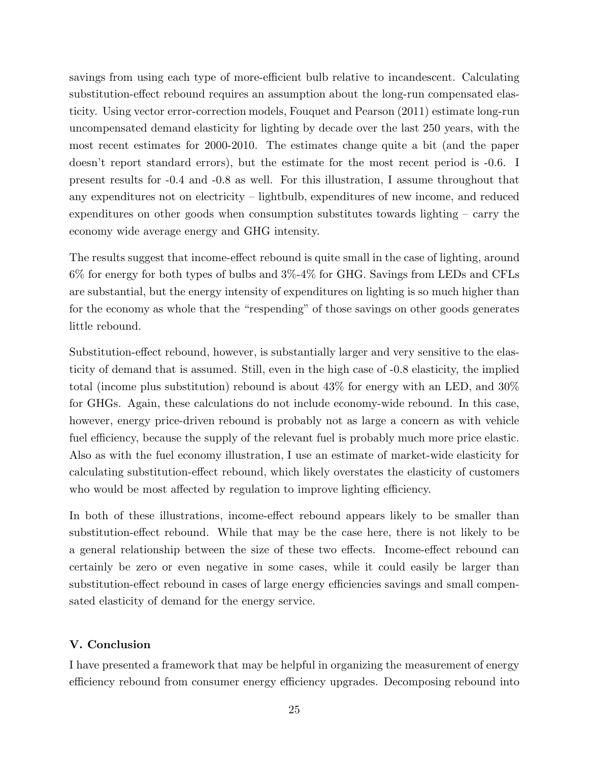savings from using each type of more-efficient bulb relative to incandescent. Calculating substitution-effect rebound requires an assumption about the long-run compensated elasticity. Using vector error-correction models, Fouquet and Pearson (2011) estimate long-run uncompensated demand elasticity for lighting by decade over the last 250 years, with the most recent estimates for 2000-2010. The estimates change quite a bit (and the paper doesn't report standard errors), but the estimate for the most recent period is -0.6. I present results for -0.4 and -0.8 as well. For this illustration, I assume throughout that any expenditures not on electricity – lightbulb, expenditures of new income, and reduced expenditures on other goods when consumption substitutes towards lighting – carry the economy wide average energy and GHG intensity.

The results suggest that income-effect rebound is quite small in the case of lighting, around 6% for energy for both types of bulbs and 3%-4% for GHG. Savings from LEDs and CFLs are substantial, but the energy intensity of expenditures on lighting is so much higher than for the economy as whole that the "respending" of those savings on other goods generates little rebound.

Substitution-effect rebound, however, is substantially larger and very sensitive to the elasticity of demand that is assumed. Still, even in the high case of -0.8 elasticity, the implied total (income plus substitution) rebound is about 43% for energy with an LED, and 30% for GHGs. Again, these calculations do not include economy-wide rebound. In this case, however, energy price-driven rebound is probably not as large a concern as with vehicle fuel efficiency, because the supply of the relevant fuel is probably much more price elastic. Also as with the fuel economy illustration, I use an estimate of market-wide elasticity for calculating substitution-effect rebound, which likely overstates the elasticity of customers who would be most affected by regulation to improve lighting efficiency.

In both of these illustrations, income-effect rebound appears likely to be smaller than substitution-effect rebound. While that may be the case here, there is not likely to be a general relationship between the size of these two effects. Income-effect rebound can certainly be zero or even negative in some cases, while it could easily be larger than substitution-effect rebound in cases of large energy efficiencies savings and small compensated elasticity of demand for the energy service.

## V. Conclusion

I have presented a framework that may be helpful in organizing the measurement of energy efficiency rebound from consumer energy efficiency upgrades. Decomposing rebound into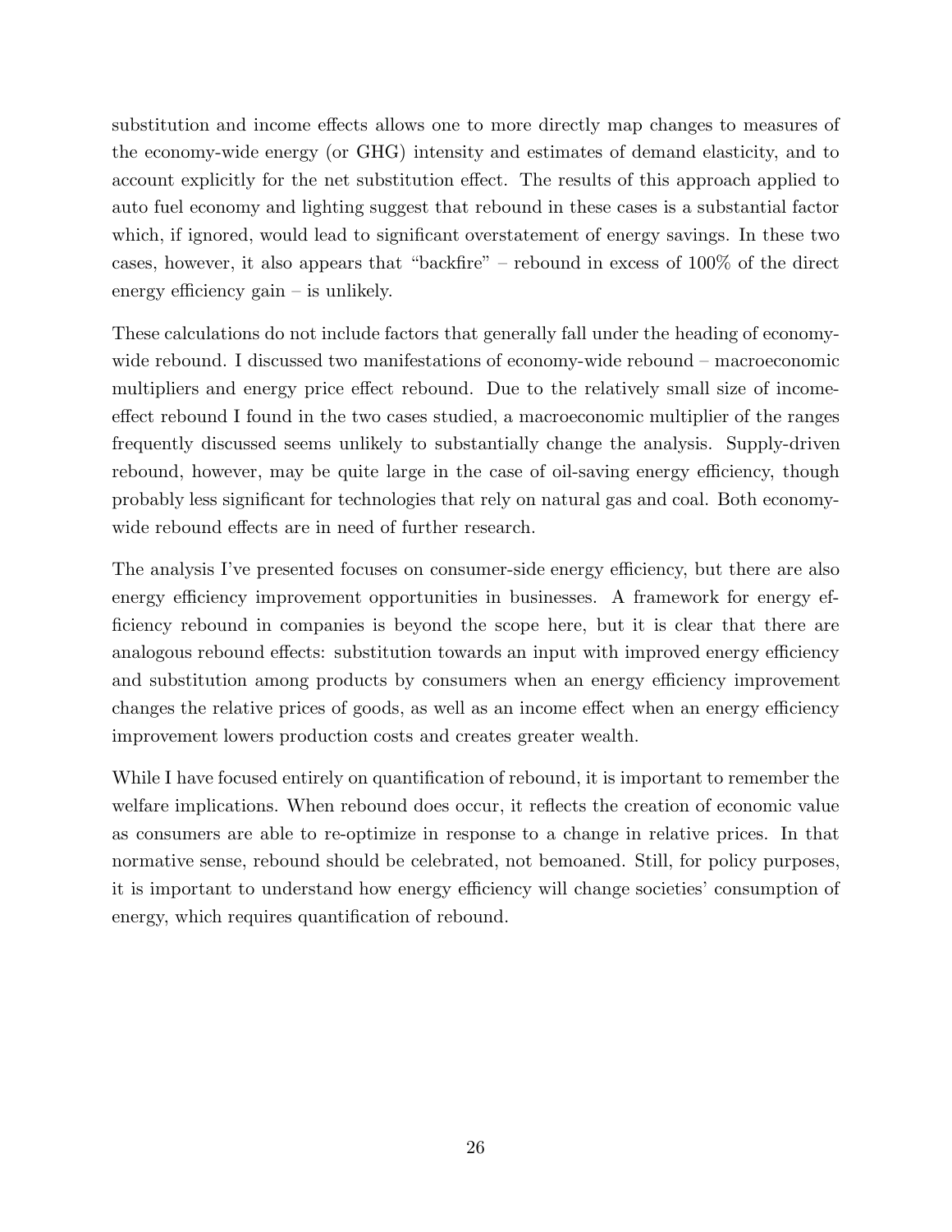substitution and income effects allows one to more directly map changes to measures of the economy-wide energy (or GHG) intensity and estimates of demand elasticity, and to account explicitly for the net substitution effect. The results of this approach applied to auto fuel economy and lighting suggest that rebound in these cases is a substantial factor which, if ignored, would lead to significant overstatement of energy savings. In these two cases, however, it also appears that "backfire" – rebound in excess of 100% of the direct energy efficiency gain – is unlikely.

These calculations do not include factors that generally fall under the heading of economy-wide rebound. I discussed two manifestations of economy-wide rebound – macroeconomic multipliers and energy price effect rebound. Due to the relatively small size of income-effect rebound I found in the two cases studied, a macroeconomic multiplier of the ranges frequently discussed seems unlikely to substantially change the analysis. Supply-driven rebound, however, may be quite large in the case of oil-saving energy efficiency, though probably less significant for technologies that rely on natural gas and coal. Both economy-wide rebound effects are in need of further research.

The analysis I've presented focuses on consumer-side energy efficiency, but there are also energy efficiency improvement opportunities in businesses. A framework for energy efficiency rebound in companies is beyond the scope here, but it is clear that there are analogous rebound effects: substitution towards an input with improved energy efficiency and substitution among products by consumers when an energy efficiency improvement changes the relative prices of goods, as well as an income effect when an energy efficiency improvement lowers production costs and creates greater wealth.

While I have focused entirely on quantification of rebound, it is important to remember the welfare implications. When rebound does occur, it reflects the creation of economic value as consumers are able to re-optimize in response to a change in relative prices. In that normative sense, rebound should be celebrated, not bemoaned. Still, for policy purposes, it is important to understand how energy efficiency will change societies' consumption of energy, which requires quantification of rebound.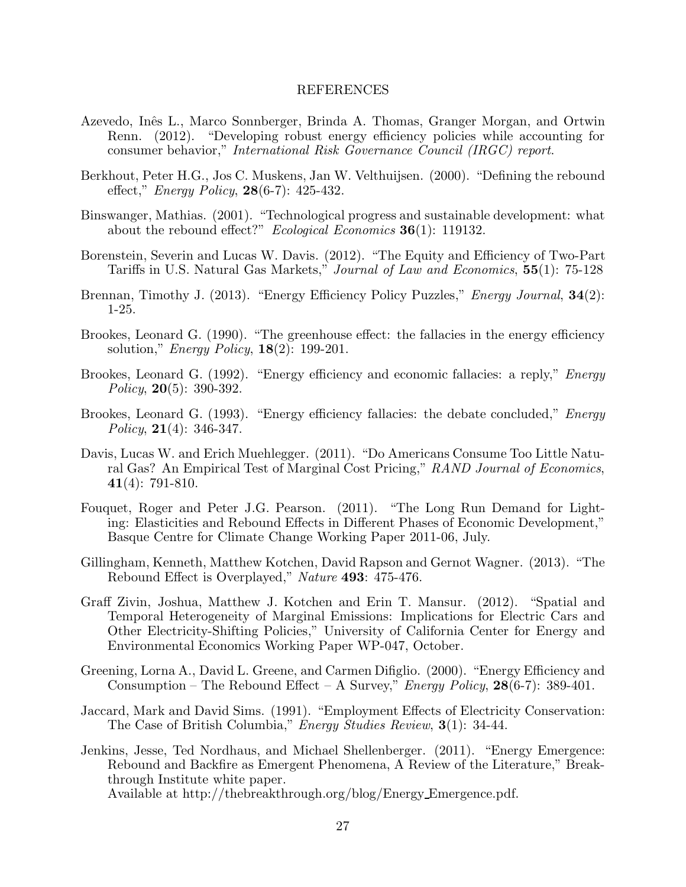## REFERENCES

Azevedo, Inês L., Marco Sonnberger, Brinda A. Thomas, Granger Morgan, and Ortwin Renn. (2012). "Developing robust energy efficiency policies while accounting for consumer behavior," *International Risk Governance Council (IRGC) report*.

Berkhout, Peter H.G., Jos C. Muskens, Jan W. Velthuijsen. (2000). "Defining the rebound effect," *Energy Policy*, **28**(6-7): 425-432.

Binswanger, Mathias. (2001). "Technological progress and sustainable development: what about the rebound effect?" *Ecological Economics* **36**(1): 119132.

Borenstein, Severin and Lucas W. Davis. (2012). "The Equity and Efficiency of Two-Part Tariffs in U.S. Natural Gas Markets," *Journal of Law and Economics*, **55**(1): 75-128

Brennan, Timothy J. (2013). "Energy Efficiency Policy Puzzles," *Energy Journal*, **34**(2): 1-25.

Brookes, Leonard G. (1990). "The greenhouse effect: the fallacies in the energy efficiency solution," *Energy Policy*, **18**(2): 199-201.

Brookes, Leonard G. (1992). "Energy efficiency and economic fallacies: a reply," *Energy Policy*, **20**(5): 390-392.

Brookes, Leonard G. (1993). "Energy efficiency fallacies: the debate concluded," *Energy Policy*, **21**(4): 346-347.

Davis, Lucas W. and Erich Muehlegger. (2011). "Do Americans Consume Too Little Natural Gas? An Empirical Test of Marginal Cost Pricing," *RAND Journal of Economics*, **41**(4): 791-810.

Fouquet, Roger and Peter J.G. Pearson. (2011). "The Long Run Demand for Lighting: Elasticities and Rebound Effects in Different Phases of Economic Development," Basque Centre for Climate Change Working Paper 2011-06, July.

Gillingham, Kenneth, Matthew Kotchen, David Rapson and Gernot Wagner. (2013). "The Rebound Effect is Overplayed," *Nature* **493**: 475-476.

Graff Zivin, Joshua, Matthew J. Kotchen and Erin T. Mansur. (2012). "Spatial and Temporal Heterogeneity of Marginal Emissions: Implications for Electric Cars and Other Electricity-Shifting Policies," University of California Center for Energy and Environmental Economics Working Paper WP-047, October.

Greening, Lorna A., David L. Greene, and Carmen Difiglio. (2000). "Energy Efficiency and Consumption – The Rebound Effect – A Survey," *Energy Policy*, **28**(6-7): 389-401.

Jaccard, Mark and David Sims. (1991). "Employment Effects of Electricity Conservation: The Case of British Columbia," *Energy Studies Review*, **3**(1): 34-44.

Jenkins, Jesse, Ted Nordhaus, and Michael Shellenberger. (2011). "Energy Emergence: Rebound and Backfire as Emergent Phenomena, A Review of the Literature," Breakthrough Institute white paper.
Available at http://thebreakthrough.org/blog/Energy_Emergence.pdf.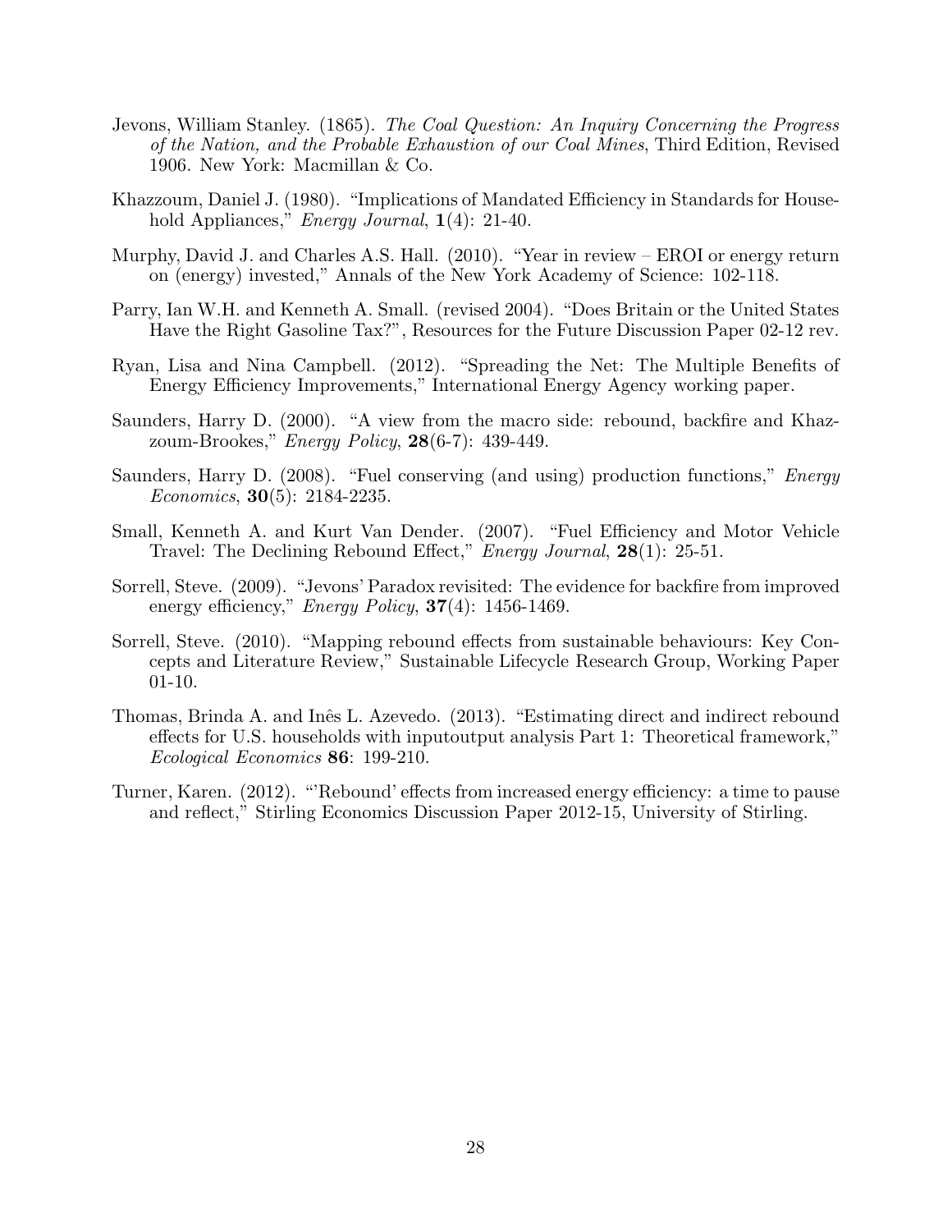Jevons, William Stanley. (1865). *The Coal Question: An Inquiry Concerning the Progress of the Nation, and the Probable Exhaustion of our Coal Mines*, Third Edition, Revised 1906. New York: Macmillan & Co.

Khazzoum, Daniel J. (1980). "Implications of Mandated Efficiency in Standards for Household Appliances," *Energy Journal*, **1**(4): 21-40.

Murphy, David J. and Charles A.S. Hall. (2010). "Year in review – EROI or energy return on (energy) invested," Annals of the New York Academy of Science: 102-118.

Parry, Ian W.H. and Kenneth A. Small. (revised 2004). "Does Britain or the United States Have the Right Gasoline Tax?", Resources for the Future Discussion Paper 02-12 rev.

Ryan, Lisa and Nina Campbell. (2012). "Spreading the Net: The Multiple Benefits of Energy Efficiency Improvements," International Energy Agency working paper.

Saunders, Harry D. (2000). "A view from the macro side: rebound, backfire and Khazzoum-Brookes," *Energy Policy*, **28**(6-7): 439-449.

Saunders, Harry D. (2008). "Fuel conserving (and using) production functions," *Energy Economics*, **30**(5): 2184-2235.

Small, Kenneth A. and Kurt Van Dender. (2007). "Fuel Efficiency and Motor Vehicle Travel: The Declining Rebound Effect," *Energy Journal*, **28**(1): 25-51.

Sorrell, Steve. (2009). "Jevons' Paradox revisited: The evidence for backfire from improved energy efficiency," *Energy Policy*, **37**(4): 1456-1469.

Sorrell, Steve. (2010). "Mapping rebound effects from sustainable behaviours: Key Concepts and Literature Review," Sustainable Lifecycle Research Group, Working Paper 01-10.

Thomas, Brinda A. and Inês L. Azevedo. (2013). "Estimating direct and indirect rebound effects for U.S. households with inputoutput analysis Part 1: Theoretical framework," *Ecological Economics* **86**: 199-210.

Turner, Karen. (2012). "'Rebound' effects from increased energy efficiency: a time to pause and reflect," Stirling Economics Discussion Paper 2012-15, University of Stirling.